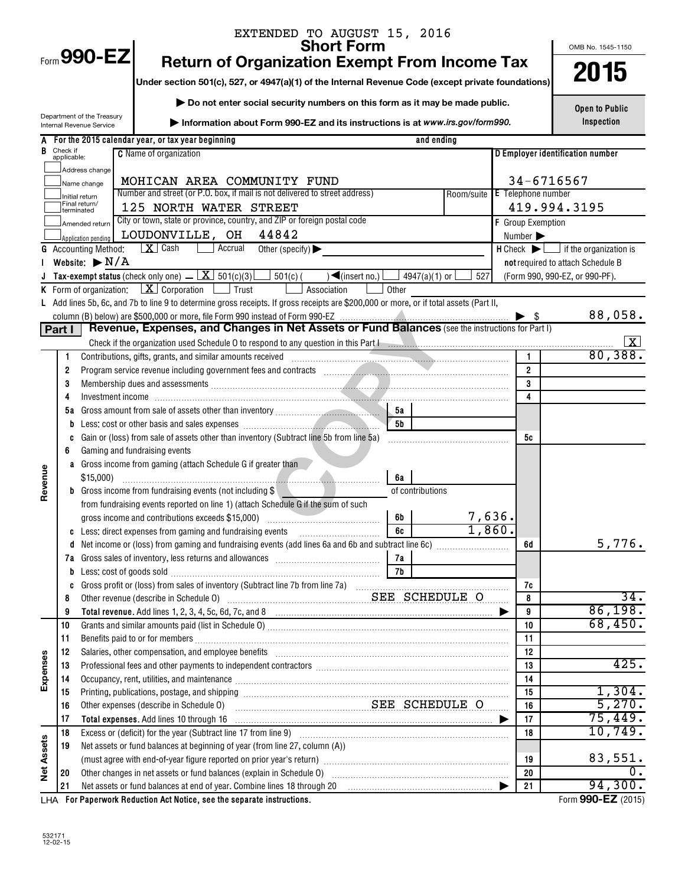EXTENDED TO AUGUST 15, 2016

# Form 990-EZ

## Short Form
## Return of Organization Exempt From Income Tax

**Under section 501(c), 527, or 4947(a)(1) of the Internal Revenue Code (except private foundations)**

▶ Do not enter social security numbers on this form as it may be made public.

▶ Information about Form 990-EZ and its instructions is at www.irs.gov/form990.

Department of the Treasury
Internal Revenue Service

OMB No. 1545-1150

**2015**

**Open to Public Inspection**

**A** For the 2015 calendar year, or tax year beginning and ending

**B** Check if applicable:
- Address change
- Name change
- Initial return
- Final return/terminated
- Amended return
- Application pending

**C** Name of organization: MOHICAN AREA COMMUNITY FUND

Number and street (or P.O. box, if mail is not delivered to street address): 125 NORTH WATER STREET — Room/suite

City or town, state or province, country, and ZIP or foreign postal code: LOUDONVILLE, OH 44842

**D** Employer identification number: 34-6716567

**E** Telephone number: 419.994.3195

**F** Group Exemption Number ▶

**G** Accounting Method: [X] Cash [ ] Accrual Other (specify) ▶

**H** Check ▶ [ ] if the organization is **not** required to attach Schedule B (Form 990, 990-EZ, or 990-PF).

**I** Website: ▶ N/A

**J** Tax-exempt status (check only one) — [X] 501(c)(3) [ ] 501(c)( ) ◀(insert no.) [ ] 4947(a)(1) or [ ] 527

**K** Form of organization: [X] Corporation [ ] Trust [ ] Association [ ] Other

**L** Add lines 5b, 6c, and 7b to line 9 to determine gross receipts. If gross receipts are $200,000 or more, or if total assets (Part II, column (B) below) are $500,000 or more, file Form 990 instead of Form 990-EZ ▶ $ 88,058.

**Part I — Revenue, Expenses, and Changes in Net Assets or Fund Balances** (see the instructions for Part I)

Check if the organization used Schedule O to respond to any question in this Part I [X]

| | Line | Description | Sub-line | Sub-amount | Line | Amount |
|---|---|---|---|---|---|---|
| Revenue | 1 | Contributions, gifts, grants, and similar amounts received | | | 1 | 80,388. |
| | 2 | Program service revenue including government fees and contracts | | | 2 | |
| | 3 | Membership dues and assessments | | | 3 | |
| | 4 | Investment income | | | 4 | |
| | 5a | Gross amount from sale of assets other than inventory | 5a | | | |
| | b | Less: cost or other basis and sales expenses | 5b | | | |
| | c | Gain or (loss) from sale of assets other than inventory (Subtract line 5b from line 5a) | | | 5c | |
| | 6 | Gaming and fundraising events | | | | |
| | a | Gross income from gaming (attach Schedule G if greater than $15,000) | 6a | | | |
| | b | Gross income from fundraising events (not including $ of contributions from fundraising events reported on line 1) (attach Schedule G if the sum of such gross income and contributions exceeds $15,000) | 6b | 7,636. | | |
| | c | Less: direct expenses from gaming and fundraising events | 6c | 1,860. | | |
| | d | Net income or (loss) from gaming and fundraising events (add lines 6a and 6b and subtract line 6c) | | | 6d | 5,776. |
| | 7a | Gross sales of inventory, less returns and allowances | 7a | | | |
| | b | Less: cost of goods sold | 7b | | | |
| | c | Gross profit or (loss) from sales of inventory (Subtract line 7b from line 7a) | | | 7c | |
| | 8 | Other revenue (describe in Schedule O) SEE SCHEDULE O | | | 8 | 34. |
| | 9 | **Total revenue.** Add lines 1, 2, 3, 4, 5c, 6d, 7c, and 8 ▶ | | | 9 | 86,198. |
| Expenses | 10 | Grants and similar amounts paid (list in Schedule O) | | | 10 | 68,450. |
| | 11 | Benefits paid to or for members | | | 11 | |
| | 12 | Salaries, other compensation, and employee benefits | | | 12 | |
| | 13 | Professional fees and other payments to independent contractors | | | 13 | 425. |
| | 14 | Occupancy, rent, utilities, and maintenance | | | 14 | |
| | 15 | Printing, publications, postage, and shipping | | | 15 | 1,304. |
| | 16 | Other expenses (describe in Schedule O) SEE SCHEDULE O | | | 16 | 5,270. |
| | 17 | **Total expenses.** Add lines 10 through 16 ▶ | | | 17 | 75,449. |
| Net Assets | 18 | Excess or (deficit) for the year (Subtract line 17 from line 9) | | | 18 | 10,749. |
| | 19 | Net assets or fund balances at beginning of year (from line 27, column (A)) (must agree with end-of-year figure reported on prior year's return) | | | 19 | 83,551. |
| | 20 | Other changes in net assets or fund balances (explain in Schedule O) | | | 20 | 0. |
| | 21 | Net assets or fund balances at end of year. Combine lines 18 through 20 ▶ | | | 21 | 94,300. |

LHA For Paperwork Reduction Act Notice, see the separate instructions.

Form 990-EZ (2015)

532171
12-02-15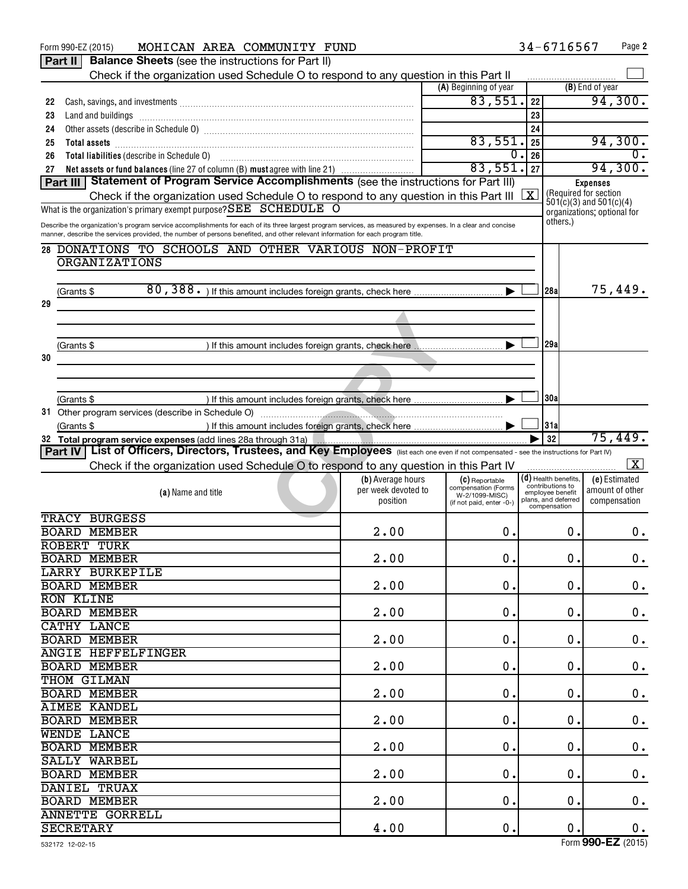Form 990-EZ (2015) MOHICAN AREA COMMUNITY FUND 34-6716567

## Part II Balance Sheets (see the instructions for Part II)

Check if the organization used Schedule O to respond to any question in this Part II ☐

| | | (A) Beginning of year | | (B) End of year |
|---|---|---|---|---|
| 22 | Cash, savings, and investments | 83,551. | 22 | 94,300. |
| 23 | Land and buildings | | 23 | |
| 24 | Other assets (describe in Schedule O) | | 24 | |
| 25 | Total assets | 83,551. | 25 | 94,300. |
| 26 | Total liabilities (describe in Schedule O) | 0. | 26 | 0. |
| 27 | Net assets or fund balances (line 27 of column (B) must agree with line 21) | 83,551. | 27 | 94,300. |

## Part III Statement of Program Service Accomplishments (see the instructions for Part III)

Check if the organization used Schedule O to respond to any question in this Part III [X]

What is the organization's primary exempt purpose? SEE SCHEDULE O

Describe the organization's program service accomplishments for each of its three largest program services, as measured by expenses. In a clear and concise manner, describe the services provided, the number of persons benefited, and other relevant information for each program title.

Expenses (Required for section 501(c)(3) and 501(c)(4) organizations; optional for others.)

| | | | |
|---|---|---|---|
| 28 | DONATIONS TO SCHOOLS AND OTHER VARIOUS NON-PROFIT ORGANIZATIONS<br>(Grants $ 80,388. ) If this amount includes foreign grants, check here ☐ | 28a | 75,449. |
| 29 | (Grants $ ) If this amount includes foreign grants, check here ☐ | 29a | |
| 30 | (Grants $ ) If this amount includes foreign grants, check here ☐ | 30a | |
| 31 | Other program services (describe in Schedule O)<br>(Grants $ ) If this amount includes foreign grants, check here ☐ | 31a | |
| 32 | Total program service expenses (add lines 28a through 31a) | 32 | 75,449. |

## Part IV List of Officers, Directors, Trustees, and Key Employees (list each one even if not compensated - see the instructions for Part IV)

Check if the organization used Schedule O to respond to any question in this Part IV [X]

| (a) Name and title | (b) Average hours per week devoted to position | (c) Reportable compensation (Forms W-2/1099-MISC) (if not paid, enter -0-) | (d) Health benefits, contributions to employee benefit plans, and deferred compensation | (e) Estimated amount of other compensation |
|---|---|---|---|---|
| TRACY BURGESS<br>BOARD MEMBER | 2.00 | 0. | 0. | 0. |
| ROBERT TURK<br>BOARD MEMBER | 2.00 | 0. | 0. | 0. |
| LARRY BURKEPILE<br>BOARD MEMBER | 2.00 | 0. | 0. | 0. |
| RON KLINE<br>BOARD MEMBER | 2.00 | 0. | 0. | 0. |
| CATHY LANCE<br>BOARD MEMBER | 2.00 | 0. | 0. | 0. |
| ANGIE HEFFELFINGER<br>BOARD MEMBER | 2.00 | 0. | 0. | 0. |
| THOM GILMAN<br>BOARD MEMBER | 2.00 | 0. | 0. | 0. |
| AIMEE KANDEL<br>BOARD MEMBER | 2.00 | 0. | 0. | 0. |
| WENDE LANCE<br>BOARD MEMBER | 2.00 | 0. | 0. | 0. |
| SALLY WARBEL<br>BOARD MEMBER | 2.00 | 0. | 0. | 0. |
| DANIEL TRUAX<br>BOARD MEMBER | 2.00 | 0. | 0. | 0. |
| ANNETTE GORRELL<br>SECRETARY | 4.00 | 0. | 0. | 0. |

532172 12-02-15 Form 990-EZ (2015)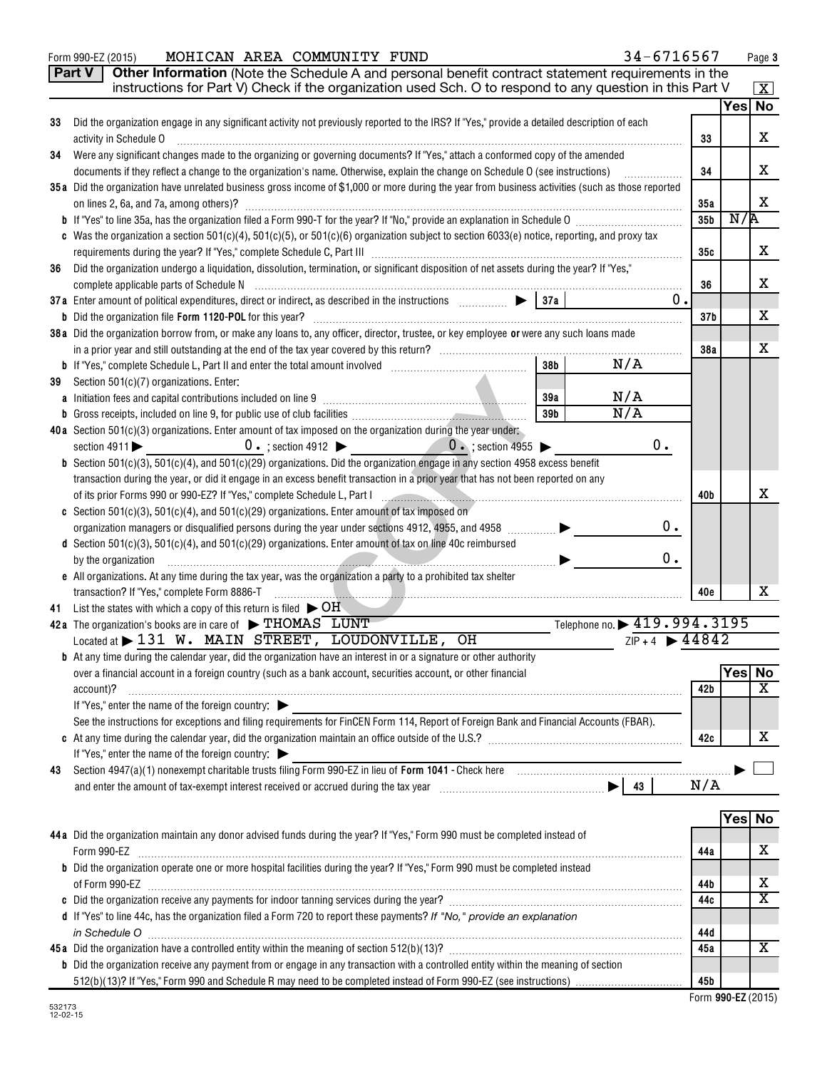Form 990-EZ (2015) MOHICAN AREA COMMUNITY FUND 34-6716567 Page 3

**Part V** **Other Information** (Note the Schedule A and personal benefit contract statement requirements in the instructions for Part V) Check if the organization used Sch. O to respond to any question in this Part V [X]

| | | | | Yes | No |
|---|---|---|---|---|---|
| 33 | Did the organization engage in any significant activity not previously reported to the IRS? If "Yes," provide a detailed description of each activity in Schedule O | | 33 | | X |
| 34 | Were any significant changes made to the organizing or governing documents? If "Yes," attach a conformed copy of the amended documents if they reflect a change to the organization's name. Otherwise, explain the change on Schedule O (see instructions) | | 34 | | X |
| 35a | Did the organization have unrelated business gross income of $1,000 or more during the year from business activities (such as those reported on lines 2, 6a, and 7a, among others)? | | 35a | | X |
| b | If "Yes" to line 35a, has the organization filed a Form 990-T for the year? If "No," provide an explanation in Schedule O | | 35b | N/A | |
| c | Was the organization a section 501(c)(4), 501(c)(5), or 501(c)(6) organization subject to section 6033(e) notice, reporting, and proxy tax requirements during the year? If "Yes," complete Schedule C, Part III | | 35c | | X |
| 36 | Did the organization undergo a liquidation, dissolution, termination, or significant disposition of net assets during the year? If "Yes," complete applicable parts of Schedule N | | 36 | | X |
| 37a | Enter amount of political expenditures, direct or indirect, as described in the instructions | 37a 0. | | | |
| b | Did the organization file **Form 1120-POL** for this year? | | 37b | | X |
| 38a | Did the organization borrow from, or make any loans to, any officer, director, trustee, or key employee **or** were any such loans made in a prior year and still outstanding at the end of the tax year covered by this return? | | 38a | | X |
| b | If "Yes," complete Schedule L, Part II and enter the total amount involved | 38b N/A | | | |
| 39 | Section 501(c)(7) organizations. Enter: | | | | |
| a | Initiation fees and capital contributions included on line 9 | 39a N/A | | | |
| b | Gross receipts, included on line 9, for public use of club facilities | 39b N/A | | | |
| 40a | Section 501(c)(3) organizations. Enter amount of tax imposed on the organization during the year under: section 4911 ▶ 0. ; section 4912 ▶ 0. ; section 4955 ▶ 0. | | | | |
| b | Section 501(c)(3), 501(c)(4), and 501(c)(29) organizations. Did the organization engage in any section 4958 excess benefit transaction during the year, or did it engage in an excess benefit transaction in a prior year that has not been reported on any of its prior Forms 990 or 990-EZ? If "Yes," complete Schedule L, Part I | | 40b | | X |
| c | Section 501(c)(3), 501(c)(4), and 501(c)(29) organizations. Enter amount of tax imposed on organization managers or disqualified persons during the year under sections 4912, 4955, and 4958 | ▶ 0. | | | |
| d | Section 501(c)(3), 501(c)(4), and 501(c)(29) organizations. Enter amount of tax on line 40c reimbursed by the organization | ▶ 0. | | | |
| e | All organizations. At any time during the tax year, was the organization a party to a prohibited tax shelter transaction? If "Yes," complete Form 8886-T | | 40e | | X |

41 List the states with which a copy of this return is filed ▶ OH

42a The organization's books are in care of ▶ THOMAS LUNT Telephone no. ▶ 419.994.3195

Located at ▶ 131 W. MAIN STREET, LOUDONVILLE, OH ZIP + 4 ▶ 44842

| | | | Yes | No |
|---|---|---|---|---|
| b | At any time during the calendar year, did the organization have an interest in or a signature or other authority over a financial account in a foreign country (such as a bank account, securities account, or other financial account)? If "Yes," enter the name of the foreign country: ▶ See the instructions for exceptions and filing requirements for FinCEN Form 114, Report of Foreign Bank and Financial Accounts (FBAR). | 42b | | X |
| c | At any time during the calendar year, did the organization maintain an office outside of the U.S.? If "Yes," enter the name of the foreign country: ▶ | 42c | | X |

43 Section 4947(a)(1) nonexempt charitable trusts filing Form 990-EZ in lieu of **Form 1041** - Check here ▶ [ ] and enter the amount of tax-exempt interest received or accrued during the tax year ▶ 43 N/A

| | | | Yes | No |
|---|---|---|---|---|
| 44a | Did the organization maintain any donor advised funds during the year? If "Yes," Form 990 must be completed instead of Form 990-EZ | 44a | | X |
| b | Did the organization operate one or more hospital facilities during the year? If "Yes," Form 990 must be completed instead of Form 990-EZ | 44b | | X |
| c | Did the organization receive any payments for indoor tanning services during the year? | 44c | | X |
| d | If "Yes" to line 44c, has the organization filed a Form 720 to report these payments? *If "No," provide an explanation in Schedule O* | 44d | | |
| 45a | Did the organization have a controlled entity within the meaning of section 512(b)(13)? | 45a | | X |
| b | Did the organization receive any payment from or engage in any transaction with a controlled entity within the meaning of section 512(b)(13)? If "Yes," Form 990 and Schedule R may need to be completed instead of Form 990-EZ (see instructions) | 45b | | |

Form **990-EZ** (2015)

532173 12-02-15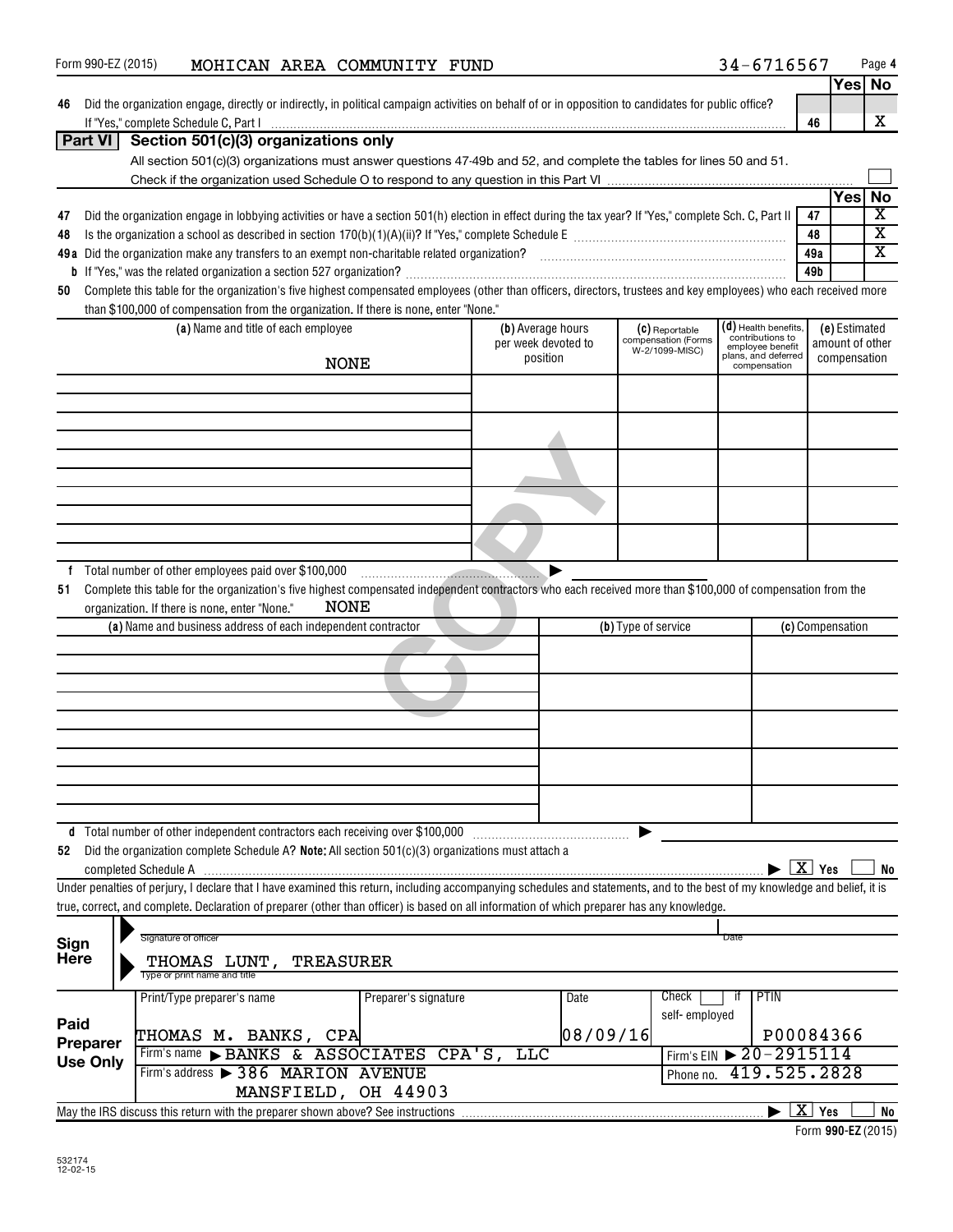Form 990-EZ (2015) MOHICAN AREA COMMUNITY FUND 34-6716567

| | | | Yes | No |
|---|---|---|---|---|
| 46 | Did the organization engage, directly or indirectly, in political campaign activities on behalf of or in opposition to candidates for public office? If "Yes," complete Schedule C, Part I | 46 | | X |

## Part VI Section 501(c)(3) organizations only

All section 501(c)(3) organizations must answer questions 47-49b and 52, and complete the tables for lines 50 and 51.

Check if the organization used Schedule O to respond to any question in this Part VI ☐

| | | | Yes | No |
|---|---|---|---|---|
| 47 | Did the organization engage in lobbying activities or have a section 501(h) election in effect during the tax year? If "Yes," complete Sch. C, Part II | 47 | | X |
| 48 | Is the organization a school as described in section 170(b)(1)(A)(ii)? If "Yes," complete Schedule E | 48 | | X |
| 49a | Did the organization make any transfers to an exempt non-charitable related organization? | 49a | | X |
| b | If "Yes," was the related organization a section 527 organization? | 49b | | |

**50** Complete this table for the organization's five highest compensated employees (other than officers, directors, trustees and key employees) who each received more than $100,000 of compensation from the organization. If there is none, enter "None."

| (a) Name and title of each employee | (b) Average hours per week devoted to position | (c) Reportable compensation (Forms W-2/1099-MISC) | (d) Health benefits, contributions to employee benefit plans, and deferred compensation | (e) Estimated amount of other compensation |
|---|---|---|---|---|
| NONE | | | | |
| | | | | |
| | | | | |
| | | | | |
| | | | | |

**f** Total number of other employees paid over $100,000 ▶

**51** Complete this table for the organization's five highest compensated independent contractors who each received more than $100,000 of compensation from the organization. If there is none, enter "None." NONE

| (a) Name and business address of each independent contractor | (b) Type of service | (c) Compensation |
|---|---|---|
| | | |
| | | |
| | | |
| | | |
| | | |

**d** Total number of other independent contractors each receiving over $100,000 ▶

**52** Did the organization complete Schedule A? **Note:** All section 501(c)(3) organizations must attach a completed Schedule A ▶ [X] Yes [ ] No

Under penalties of perjury, I declare that I have examined this return, including accompanying schedules and statements, and to the best of my knowledge and belief, it is true, correct, and complete. Declaration of preparer (other than officer) is based on all information of which preparer has any knowledge.

**Sign Here**

Signature of officer | Date

THOMAS LUNT, TREASURER
Type or print name and title

| **Paid Preparer Use Only** | | | | |
|---|---|---|---|---|
| Print/Type preparer's name | Preparer's signature | Date | Check ☐ if self-employed | PTIN |
| THOMAS M. BANKS, CPA | | 08/09/16 | | P00084366 |
| Firm's name ▶ BANKS & ASSOCIATES CPA'S, LLC | | | Firm's EIN ▶ 20-2915114 | |
| Firm's address ▶ 386 MARION AVENUE MANSFIELD, OH 44903 | | | Phone no. 419.525.2828 | |

May the IRS discuss this return with the preparer shown above? See instructions ▶ [X] Yes [ ] No

Form **990-EZ** (2015)

532174 12-02-15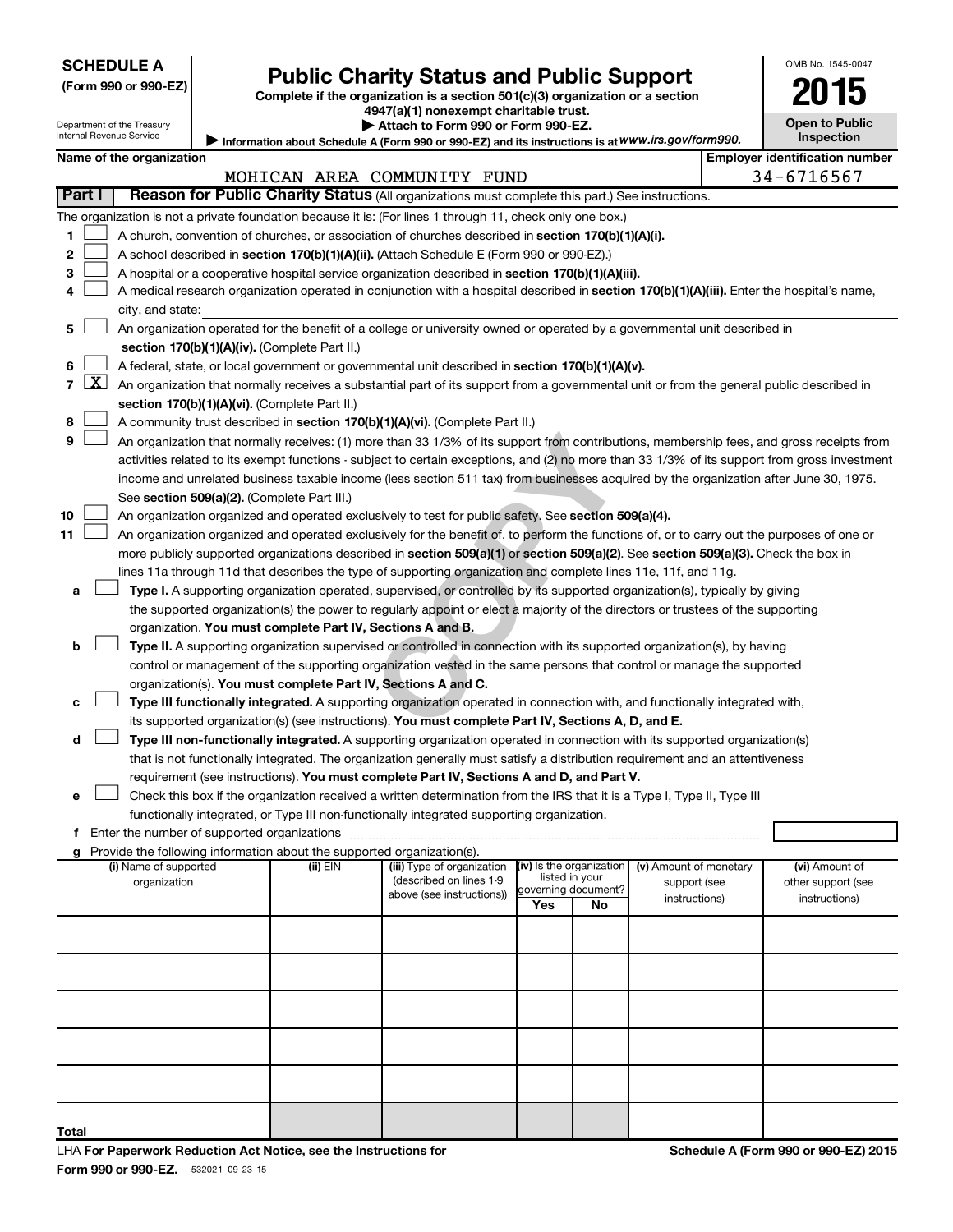**SCHEDULE A**
**(Form 990 or 990-EZ)**

Department of the Treasury
Internal Revenue Service

# Public Charity Status and Public Support

**Complete if the organization is a section 501(c)(3) organization or a section 4947(a)(1) nonexempt charitable trust.**
**▶ Attach to Form 990 or Form 990-EZ.**
**▶ Information about Schedule A (Form 990 or 990-EZ) and its instructions is at www.irs.gov/form990.**

OMB No. 1545-0047
**2015**
**Open to Public Inspection**

**Name of the organization:** MOHICAN AREA COMMUNITY FUND
**Employer identification number:** 34-6716567

## Part I — Reason for Public Charity Status (All organizations must complete this part.) See instructions.

The organization is not a private foundation because it is: (For lines 1 through 11, check only one box.)

1. ☐ A church, convention of churches, or association of churches described in **section 170(b)(1)(A)(i).**
2. ☐ A school described in **section 170(b)(1)(A)(ii).** (Attach Schedule E (Form 990 or 990-EZ).)
3. ☐ A hospital or a cooperative hospital service organization described in **section 170(b)(1)(A)(iii).**
4. ☐ A medical research organization operated in conjunction with a hospital described in **section 170(b)(1)(A)(iii).** Enter the hospital's name, city, and state:
5. ☐ An organization operated for the benefit of a college or university owned or operated by a governmental unit described in **section 170(b)(1)(A)(iv).** (Complete Part II.)
6. ☐ A federal, state, or local government or governmental unit described in **section 170(b)(1)(A)(v).**
7. ☒ An organization that normally receives a substantial part of its support from a governmental unit or from the general public described in **section 170(b)(1)(A)(vi).** (Complete Part II.)
8. ☐ A community trust described in **section 170(b)(1)(A)(vi).** (Complete Part II.)
9. ☐ An organization that normally receives: (1) more than 33 1/3% of its support from contributions, membership fees, and gross receipts from activities related to its exempt functions - subject to certain exceptions, and (2) no more than 33 1/3% of its support from gross investment income and unrelated business taxable income (less section 511 tax) from businesses acquired by the organization after June 30, 1975. See **section 509(a)(2).** (Complete Part III.)
10. ☐ An organization organized and operated exclusively to test for public safety. See **section 509(a)(4).**
11. ☐ An organization organized and operated exclusively for the benefit of, to perform the functions of, or to carry out the purposes of one or more publicly supported organizations described in **section 509(a)(1)** or **section 509(a)(2).** See **section 509(a)(3).** Check the box in lines 11a through 11d that describes the type of supporting organization and complete lines 11e, 11f, and 11g.

   a. ☐ **Type I.** A supporting organization operated, supervised, or controlled by its supported organization(s), typically by giving the supported organization(s) the power to regularly appoint or elect a majority of the directors or trustees of the supporting organization. **You must complete Part IV, Sections A and B.**

   b. ☐ **Type II.** A supporting organization supervised or controlled in connection with its supported organization(s), by having control or management of the supporting organization vested in the same persons that control or manage the supported organization(s). **You must complete Part IV, Sections A and C.**

   c. ☐ **Type III functionally integrated.** A supporting organization operated in connection with, and functionally integrated with, its supported organization(s) (see instructions). **You must complete Part IV, Sections A, D, and E.**

   d. ☐ **Type III non-functionally integrated.** A supporting organization operated in connection with its supported organization(s) that is not functionally integrated. The organization generally must satisfy a distribution requirement and an attentiveness requirement (see instructions). **You must complete Part IV, Sections A and D, and Part V.**

   e. ☐ Check this box if the organization received a written determination from the IRS that it is a Type I, Type II, Type III functionally integrated, or Type III non-functionally integrated supporting organization.

   f. Enter the number of supported organizations

   g. Provide the following information about the supported organization(s).

| (i) Name of supported organization | (ii) EIN | (iii) Type of organization (described on lines 1-9 above (see instructions)) | (iv) Is the organization listed in your governing document? Yes | No | (v) Amount of monetary support (see instructions) | (vi) Amount of other support (see instructions) |
|---|---|---|---|---|---|---|
| | | | | | | |
| | | | | | | |
| | | | | | | |
| | | | | | | |
| | | | | | | |
| **Total** | | | | | | |

LHA **For Paperwork Reduction Act Notice, see the Instructions for Form 990 or 990-EZ.** 532021 09-23-15

**Schedule A (Form 990 or 990-EZ) 2015**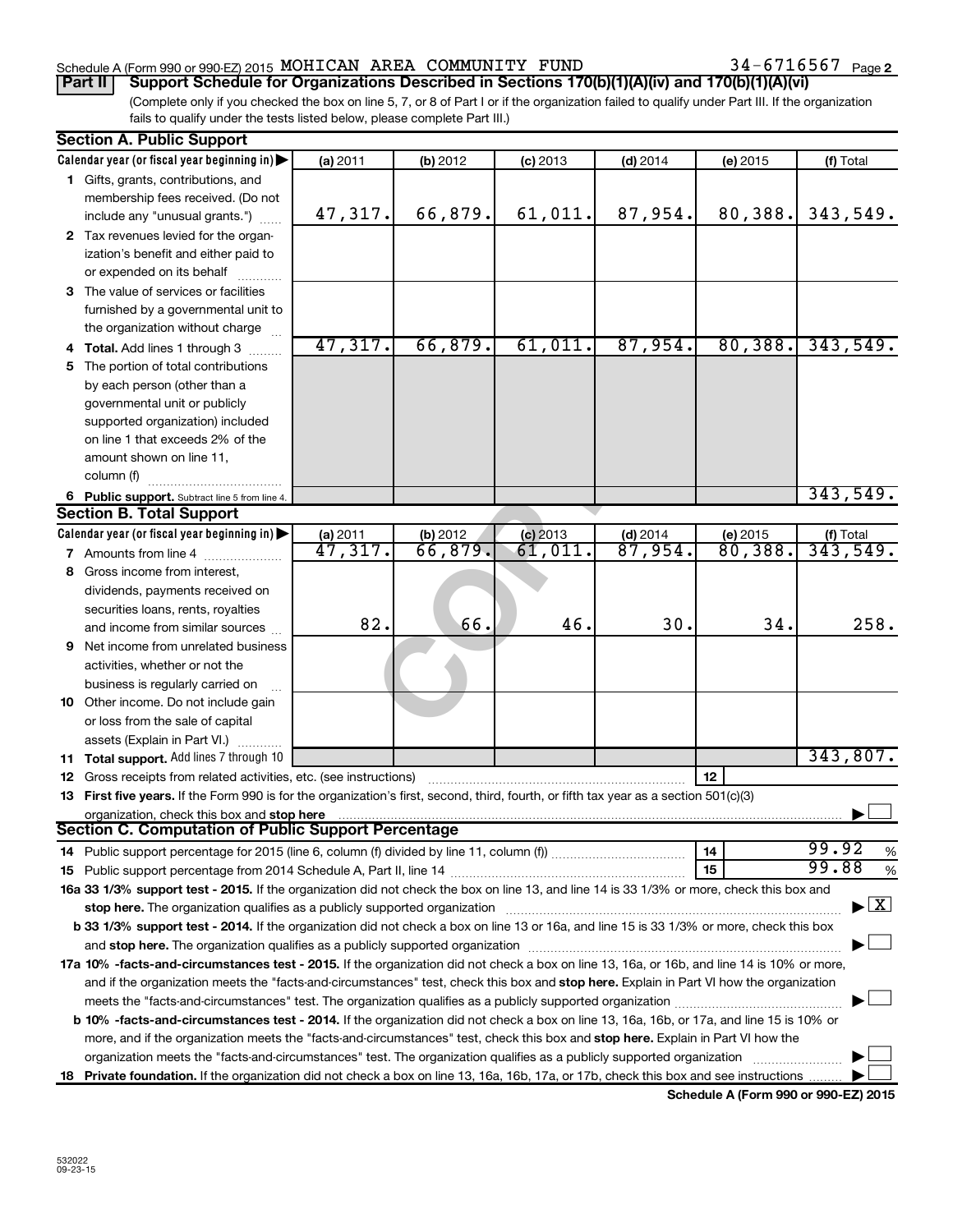Schedule A (Form 990 or 990-EZ) 2015 MOHICAN AREA COMMUNITY FUND 34-6716567 Page 2

**Part II | Support Schedule for Organizations Described in Sections 170(b)(1)(A)(iv) and 170(b)(1)(A)(vi)**

(Complete only if you checked the box on line 5, 7, or 8 of Part I or if the organization failed to qualify under Part III. If the organization fails to qualify under the tests listed below, please complete Part III.)

**Section A. Public Support**

| Calendar year (or fiscal year beginning in) ▶ | (a) 2011 | (b) 2012 | (c) 2013 | (d) 2014 | (e) 2015 | (f) Total |
|---|---|---|---|---|---|---|
| **1** Gifts, grants, contributions, and membership fees received. (Do not include any "unusual grants.") | 47,317. | 66,879. | 61,011. | 87,954. | 80,388. | 343,549. |
| **2** Tax revenues levied for the organization's benefit and either paid to or expended on its behalf | | | | | | |
| **3** The value of services or facilities furnished by a governmental unit to the organization without charge | | | | | | |
| **4 Total.** Add lines 1 through 3 | 47,317. | 66,879. | 61,011. | 87,954. | 80,388. | 343,549. |
| **5** The portion of total contributions by each person (other than a governmental unit or publicly supported organization) included on line 1 that exceeds 2% of the amount shown on line 11, column (f) | | | | | | |
| **6 Public support.** Subtract line 5 from line 4. | | | | | | 343,549. |

**Section B. Total Support**

| Calendar year (or fiscal year beginning in) ▶ | (a) 2011 | (b) 2012 | (c) 2013 | (d) 2014 | (e) 2015 | (f) Total |
|---|---|---|---|---|---|---|
| **7** Amounts from line 4 | 47,317. | 66,879. | 61,011. | 87,954. | 80,388. | 343,549. |
| **8** Gross income from interest, dividends, payments received on securities loans, rents, royalties and income from similar sources | 82. | 66. | 46. | 30. | 34. | 258. |
| **9** Net income from unrelated business activities, whether or not the business is regularly carried on | | | | | | |
| **10** Other income. Do not include gain or loss from the sale of capital assets (Explain in Part VI.) | | | | | | |
| **11 Total support.** Add lines 7 through 10 | | | | | | 343,807. |

**12** Gross receipts from related activities, etc. (see instructions) | 12 |

**13 First five years.** If the Form 990 is for the organization's first, second, third, fourth, or fifth tax year as a section 501(c)(3) organization, check this box and **stop here** ▶ ☐

**Section C. Computation of Public Support Percentage**

**14** Public support percentage for 2015 (line 6, column (f) divided by line 11, column (f)) | 14 | 99.92 %

**15** Public support percentage from 2014 Schedule A, Part II, line 14 | 15 | 99.88 %

**16a 33 1/3% support test - 2015.** If the organization did not check the box on line 13, and line 14 is 33 1/3% or more, check this box and **stop here.** The organization qualifies as a publicly supported organization ▶ ☒

**b 33 1/3% support test - 2014.** If the organization did not check a box on line 13 or 16a, and line 15 is 33 1/3% or more, check this box and **stop here.** The organization qualifies as a publicly supported organization ▶ ☐

**17a 10% -facts-and-circumstances test - 2015.** If the organization did not check a box on line 13, 16a, or 16b, and line 14 is 10% or more, and if the organization meets the "facts-and-circumstances" test, check this box and **stop here.** Explain in Part VI how the organization meets the "facts-and-circumstances" test. The organization qualifies as a publicly supported organization ▶ ☐

**b 10% -facts-and-circumstances test - 2014.** If the organization did not check a box on line 13, 16a, 16b, or 17a, and line 15 is 10% or more, and if the organization meets the "facts-and-circumstances" test, check this box and **stop here.** Explain in Part VI how the organization meets the "facts-and-circumstances" test. The organization qualifies as a publicly supported organization ▶ ☐

**18 Private foundation.** If the organization did not check a box on line 13, 16a, 16b, 17a, or 17b, check this box and see instructions ▶ ☐

**Schedule A (Form 990 or 990-EZ) 2015**

532022 09-23-15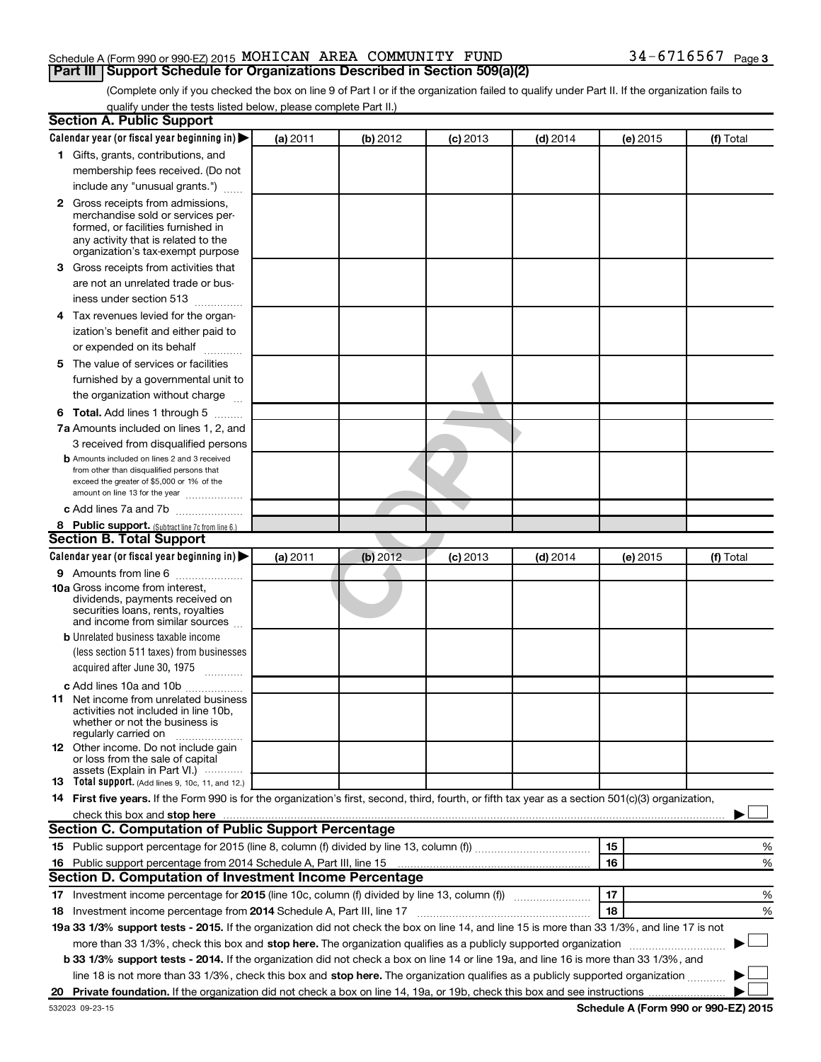Schedule A (Form 990 or 990-EZ) 2015 MOHICAN AREA COMMUNITY FUND 34-6716567

## Part III Support Schedule for Organizations Described in Section 509(a)(2)

(Complete only if you checked the box on line 9 of Part I or if the organization failed to qualify under Part II. If the organization fails to qualify under the tests listed below, please complete Part II.)

### Section A. Public Support

| Calendar year (or fiscal year beginning in) ▶ | (a) 2011 | (b) 2012 | (c) 2013 | (d) 2014 | (e) 2015 | (f) Total |
|---|---|---|---|---|---|---|
| **1** Gifts, grants, contributions, and membership fees received. (Do not include any "unusual grants.") | | | | | | |
| **2** Gross receipts from admissions, merchandise sold or services performed, or facilities furnished in any activity that is related to the organization's tax-exempt purpose | | | | | | |
| **3** Gross receipts from activities that are not an unrelated trade or business under section 513 | | | | | | |
| **4** Tax revenues levied for the organization's benefit and either paid to or expended on its behalf | | | | | | |
| **5** The value of services or facilities furnished by a governmental unit to the organization without charge | | | | | | |
| **6 Total.** Add lines 1 through 5 | | | | | | |
| **7a** Amounts included on lines 1, 2, and 3 received from disqualified persons | | | | | | |
| **b** Amounts included on lines 2 and 3 received from other than disqualified persons that exceed the greater of $5,000 or 1% of the amount on line 13 for the year | | | | | | |
| **c** Add lines 7a and 7b | | | | | | |
| **8 Public support.** (Subtract line 7c from line 6.) | | | | | | |

### Section B. Total Support

| Calendar year (or fiscal year beginning in) ▶ | (a) 2011 | (b) 2012 | (c) 2013 | (d) 2014 | (e) 2015 | (f) Total |
|---|---|---|---|---|---|---|
| **9** Amounts from line 6 | | | | | | |
| **10a** Gross income from interest, dividends, payments received on securities loans, rents, royalties and income from similar sources | | | | | | |
| **b** Unrelated business taxable income (less section 511 taxes) from businesses acquired after June 30, 1975 | | | | | | |
| **c** Add lines 10a and 10b | | | | | | |
| **11** Net income from unrelated business activities not included in line 10b, whether or not the business is regularly carried on | | | | | | |
| **12** Other income. Do not include gain or loss from the sale of capital assets (Explain in Part VI.) | | | | | | |
| **13 Total support.** (Add lines 9, 10c, 11, and 12.) | | | | | | |

**14 First five years.** If the Form 990 is for the organization's first, second, third, fourth, or fifth tax year as a section 501(c)(3) organization, check this box and **stop here** ▶ ☐

### Section C. Computation of Public Support Percentage

| | | | |
|---|---|---|---|
| **15** | Public support percentage for 2015 (line 8, column (f) divided by line 13, column (f)) | 15 | % |
| **16** | Public support percentage from 2014 Schedule A, Part III, line 15 | 16 | % |

### Section D. Computation of Investment Income Percentage

| | | | |
|---|---|---|---|
| **17** | Investment income percentage for **2015** (line 10c, column (f) divided by line 13, column (f)) | 17 | % |
| **18** | Investment income percentage from **2014** Schedule A, Part III, line 17 | 18 | % |

**19a 33 1/3% support tests - 2015.** If the organization did not check the box on line 14, and line 15 is more than 33 1/3%, and line 17 is not more than 33 1/3%, check this box and **stop here.** The organization qualifies as a publicly supported organization ▶ ☐

**b 33 1/3% support tests - 2014.** If the organization did not check a box on line 14 or line 19a, and line 16 is more than 33 1/3%, and line 18 is not more than 33 1/3%, check this box and **stop here.** The organization qualifies as a publicly supported organization ▶ ☐

**20 Private foundation.** If the organization did not check a box on line 14, 19a, or 19b, check this box and see instructions ▶ ☐

532023 09-23-15 **Schedule A (Form 990 or 990-EZ) 2015**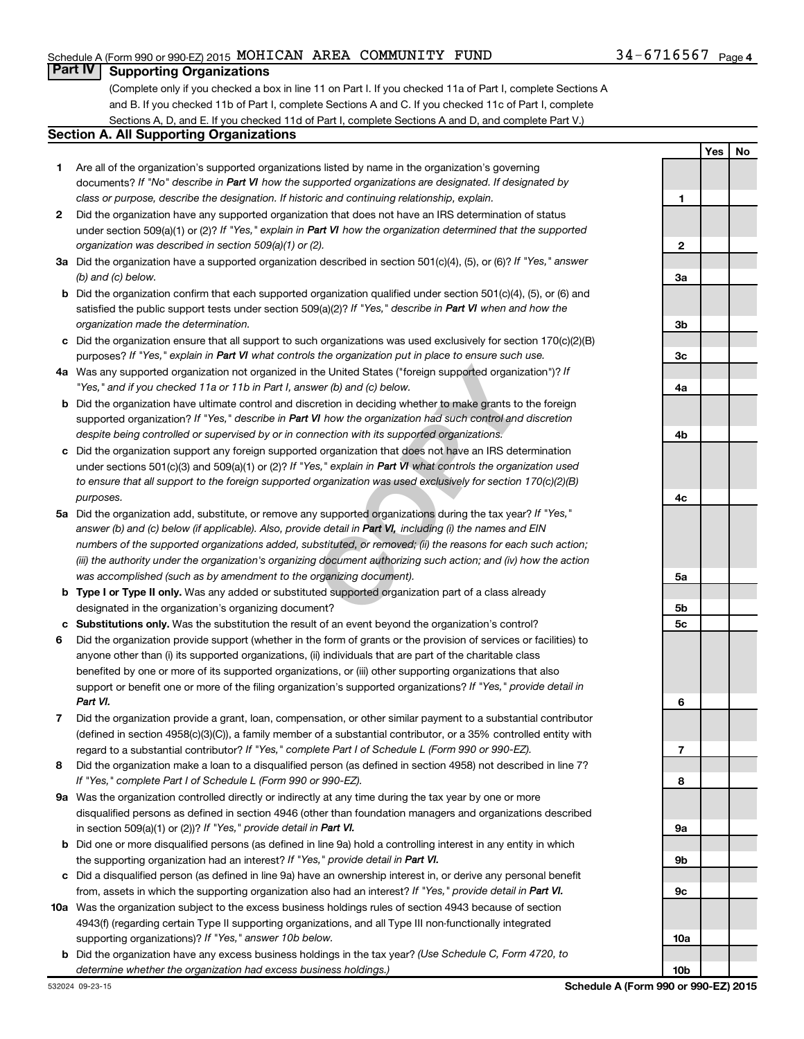Schedule A (Form 990 or 990-EZ) 2015 MOHICAN AREA COMMUNITY FUND 34-6716567 Page 4

## Part IV Supporting Organizations

(Complete only if you checked a box in line 11 on Part I. If you checked 11a of Part I, complete Sections A and B. If you checked 11b of Part I, complete Sections A and C. If you checked 11c of Part I, complete Sections A, D, and E. If you checked 11d of Part I, complete Sections A and D, and complete Part V.)

### Section A. All Supporting Organizations

| | | | Yes | No |
|---|---|---|---|---|
| **1** | Are all of the organization's supported organizations listed by name in the organization's governing documents? *If "No" describe in **Part VI** how the supported organizations are designated. If designated by class or purpose, describe the designation. If historic and continuing relationship, explain.* | 1 | | |
| **2** | Did the organization have any supported organization that does not have an IRS determination of status under section 509(a)(1) or (2)? *If "Yes," explain in **Part VI** how the organization determined that the supported organization was described in section 509(a)(1) or (2).* | 2 | | |
| **3a** | Did the organization have a supported organization described in section 501(c)(4), (5), or (6)? *If "Yes," answer (b) and (c) below.* | 3a | | |
| **b** | Did the organization confirm that each supported organization qualified under section 501(c)(4), (5), or (6) and satisfied the public support tests under section 509(a)(2)? *If "Yes," describe in **Part VI** when and how the organization made the determination.* | 3b | | |
| **c** | Did the organization ensure that all support to such organizations was used exclusively for section 170(c)(2)(B) purposes? *If "Yes," explain in **Part VI** what controls the organization put in place to ensure such use.* | 3c | | |
| **4a** | Was any supported organization not organized in the United States ("foreign supported organization")? *If "Yes," and if you checked 11a or 11b in Part I, answer (b) and (c) below.* | 4a | | |
| **b** | Did the organization have ultimate control and discretion in deciding whether to make grants to the foreign supported organization? *If "Yes," describe in **Part VI** how the organization had such control and discretion despite being controlled or supervised by or in connection with its supported organizations.* | 4b | | |
| **c** | Did the organization support any foreign supported organization that does not have an IRS determination under sections 501(c)(3) and 509(a)(1) or (2)? *If "Yes," explain in **Part VI** what controls the organization used to ensure that all support to the foreign supported organization was used exclusively for section 170(c)(2)(B) purposes.* | 4c | | |
| **5a** | Did the organization add, substitute, or remove any supported organizations during the tax year? *If "Yes," answer (b) and (c) below (if applicable). Also, provide detail in **Part VI,** including (i) the names and EIN numbers of the supported organizations added, substituted, or removed; (ii) the reasons for each such action; (iii) the authority under the organization's organizing document authorizing such action; and (iv) how the action was accomplished (such as by amendment to the organizing document).* | 5a | | |
| **b** | **Type I or Type II only.** Was any added or substituted supported organization part of a class already designated in the organization's organizing document? | 5b | | |
| **c** | **Substitutions only.** Was the substitution the result of an event beyond the organization's control? | 5c | | |
| **6** | Did the organization provide support (whether in the form of grants or the provision of services or facilities) to anyone other than (i) its supported organizations, (ii) individuals that are part of the charitable class benefited by one or more of its supported organizations, or (iii) other supporting organizations that also support or benefit one or more of the filing organization's supported organizations? *If "Yes," provide detail in **Part VI.*** | 6 | | |
| **7** | Did the organization provide a grant, loan, compensation, or other similar payment to a substantial contributor (defined in section 4958(c)(3)(C)), a family member of a substantial contributor, or a 35% controlled entity with regard to a substantial contributor? *If "Yes," complete Part I of Schedule L (Form 990 or 990-EZ).* | 7 | | |
| **8** | Did the organization make a loan to a disqualified person (as defined in section 4958) not described in line 7? *If "Yes," complete Part I of Schedule L (Form 990 or 990-EZ).* | 8 | | |
| **9a** | Was the organization controlled directly or indirectly at any time during the tax year by one or more disqualified persons as defined in section 4946 (other than foundation managers and organizations described in section 509(a)(1) or (2))? *If "Yes," provide detail in **Part VI.*** | 9a | | |
| **b** | Did one or more disqualified persons (as defined in line 9a) hold a controlling interest in any entity in which the supporting organization had an interest? *If "Yes," provide detail in **Part VI.*** | 9b | | |
| **c** | Did a disqualified person (as defined in line 9a) have an ownership interest in, or derive any personal benefit from, assets in which the supporting organization also had an interest? *If "Yes," provide detail in **Part VI.*** | 9c | | |
| **10a** | Was the organization subject to the excess business holdings rules of section 4943 because of section 4943(f) (regarding certain Type II supporting organizations, and all Type III non-functionally integrated supporting organizations)? *If "Yes," answer 10b below.* | 10a | | |
| **b** | Did the organization have any excess business holdings in the tax year? *(Use Schedule C, Form 4720, to determine whether the organization had excess business holdings.)* | 10b | | |

532024 09-23-15 **Schedule A (Form 990 or 990-EZ) 2015**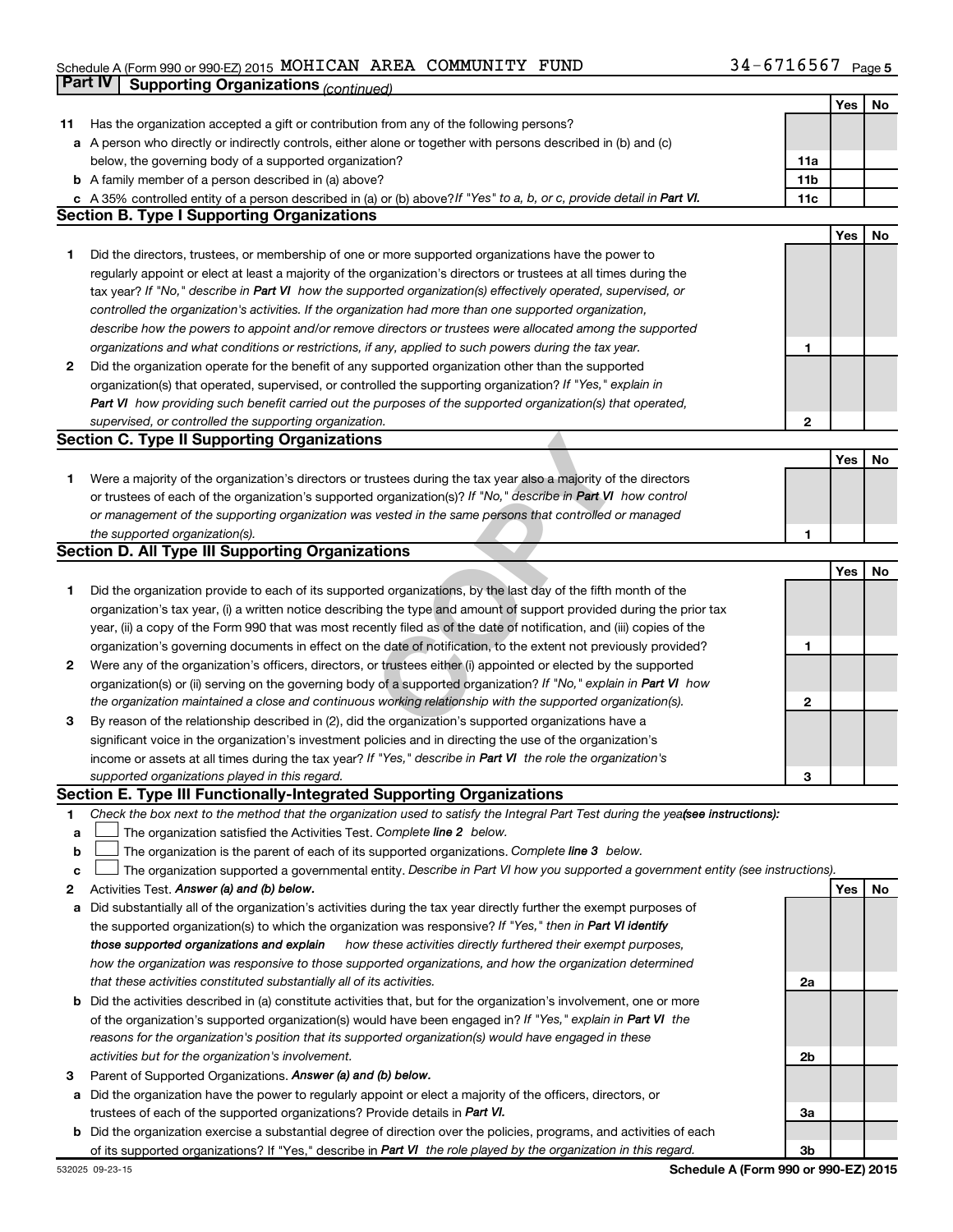Schedule A (Form 990 or 990-EZ) 2015 MOHICAN AREA COMMUNITY FUND 34-6716567 Page 5

## Part IV Supporting Organizations *(continued)*

| | | | Yes | No |
|---|---|---|---|---|
| **11** | Has the organization accepted a gift or contribution from any of the following persons? | | | |
| **a** | A person who directly or indirectly controls, either alone or together with persons described in (b) and (c) below, the governing body of a supported organization? | 11a | | |
| **b** | A family member of a person described in (a) above? | 11b | | |
| **c** | A 35% controlled entity of a person described in (a) or (b) above? *If "Yes" to a, b, or c, provide detail in* ***Part VI.*** | 11c | | |

### Section B. Type I Supporting Organizations

| | | | Yes | No |
|---|---|---|---|---|
| **1** | Did the directors, trustees, or membership of one or more supported organizations have the power to regularly appoint or elect at least a majority of the organization's directors or trustees at all times during the tax year? *If "No," describe in* ***Part VI*** *how the supported organization(s) effectively operated, supervised, or controlled the organization's activities. If the organization had more than one supported organization, describe how the powers to appoint and/or remove directors or trustees were allocated among the supported organizations and what conditions or restrictions, if any, applied to such powers during the tax year.* | 1 | | |
| **2** | Did the organization operate for the benefit of any supported organization other than the supported organization(s) that operated, supervised, or controlled the supporting organization? *If "Yes," explain in* ***Part VI*** *how providing such benefit carried out the purposes of the supported organization(s) that operated, supervised, or controlled the supporting organization.* | 2 | | |

### Section C. Type II Supporting Organizations

| | | | Yes | No |
|---|---|---|---|---|
| **1** | Were a majority of the organization's directors or trustees during the tax year also a majority of the directors or trustees of each of the organization's supported organization(s)? *If "No," describe in* ***Part VI*** *how control or management of the supporting organization was vested in the same persons that controlled or managed the supported organization(s).* | 1 | | |

### Section D. All Type III Supporting Organizations

| | | | Yes | No |
|---|---|---|---|---|
| **1** | Did the organization provide to each of its supported organizations, by the last day of the fifth month of the organization's tax year, (i) a written notice describing the type and amount of support provided during the prior tax year, (ii) a copy of the Form 990 that was most recently filed as of the date of notification, and (iii) copies of the organization's governing documents in effect on the date of notification, to the extent not previously provided? | 1 | | |
| **2** | Were any of the organization's officers, directors, or trustees either (i) appointed or elected by the supported organization(s) or (ii) serving on the governing body of a supported organization? *If "No," explain in* ***Part VI*** *how the organization maintained a close and continuous working relationship with the supported organization(s).* | 2 | | |
| **3** | By reason of the relationship described in (2), did the organization's supported organizations have a significant voice in the organization's investment policies and in directing the use of the organization's income or assets at all times during the tax year? *If "Yes," describe in* ***Part VI*** *the role the organization's supported organizations played in this regard.* | 3 | | |

### Section E. Type III Functionally-Integrated Supporting Organizations

**1** *Check the box next to the method that the organization used to satisfy the Integral Part Test during the year* ***(see instructions):***

- **a** ☐ The organization satisfied the Activities Test. *Complete* ***line 2*** *below.*
- **b** ☐ The organization is the parent of each of its supported organizations. *Complete* ***line 3*** *below.*
- **c** ☐ The organization supported a governmental entity. *Describe in Part VI how you supported a government entity (see instructions).*

| | | | Yes | No |
|---|---|---|---|---|
| **2** | Activities Test. ***Answer (a) and (b) below.*** | | | |
| **a** | Did substantially all of the organization's activities during the tax year directly further the exempt purposes of the supported organization(s) to which the organization was responsive? *If "Yes," then in* ***Part VI identify those supported organizations and explain*** *how these activities directly furthered their exempt purposes, how the organization was responsive to those supported organizations, and how the organization determined that these activities constituted substantially all of its activities.* | 2a | | |
| **b** | Did the activities described in (a) constitute activities that, but for the organization's involvement, one or more of the organization's supported organization(s) would have been engaged in? *If "Yes," explain in* ***Part VI*** *the reasons for the organization's position that its supported organization(s) would have engaged in these activities but for the organization's involvement.* | 2b | | |
| **3** | Parent of Supported Organizations. ***Answer (a) and (b) below.*** | | | |
| **a** | Did the organization have the power to regularly appoint or elect a majority of the officers, directors, or trustees of each of the supported organizations? Provide details in ***Part VI.*** | 3a | | |
| **b** | Did the organization exercise a substantial degree of direction over the policies, programs, and activities of each of its supported organizations? If "Yes," describe in ***Part VI*** *the role played by the organization in this regard.* | 3b | | |

532025 09-23-15 **Schedule A (Form 990 or 990-EZ) 2015**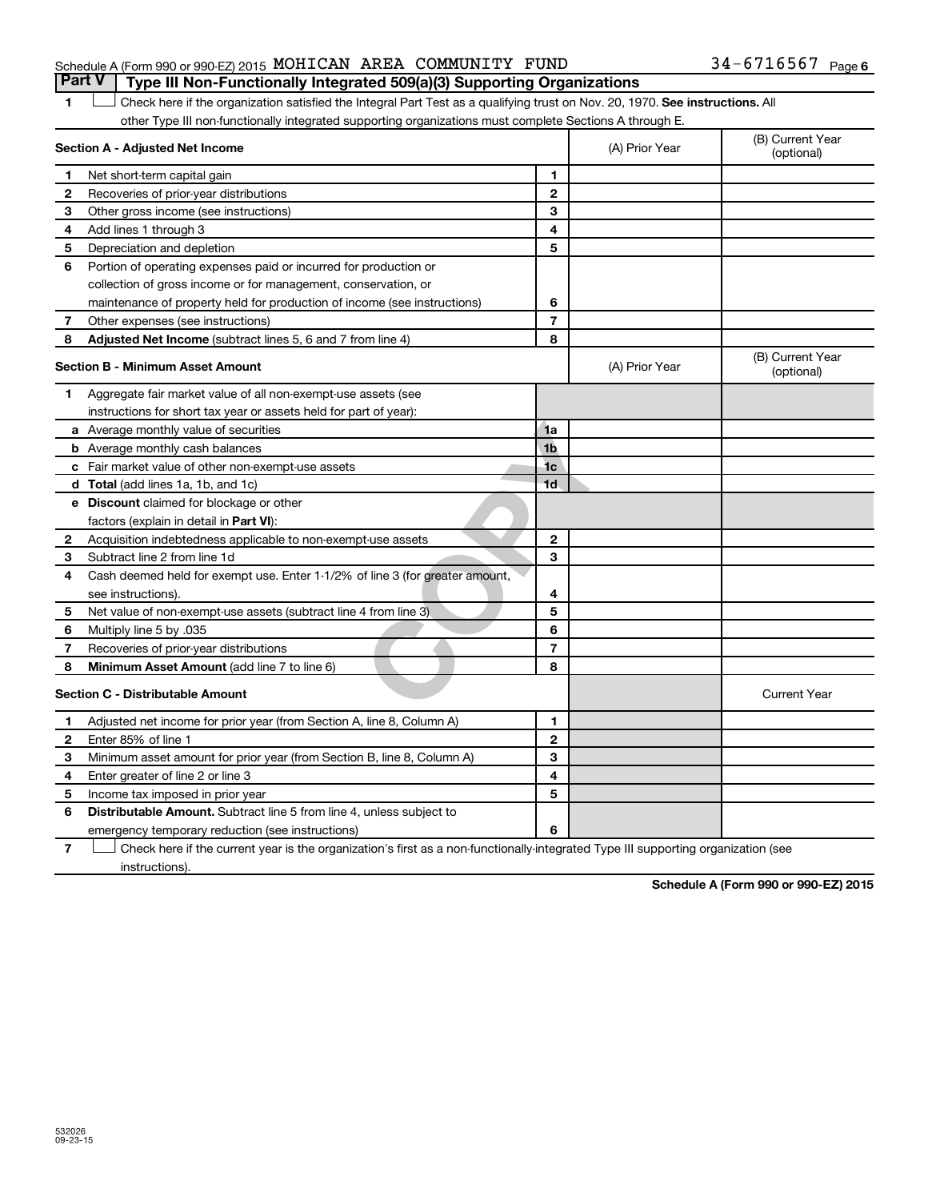Schedule A (Form 990 or 990-EZ) 2015 MOHICAN AREA COMMUNITY FUND 34-6716567

## Part V Type III Non-Functionally Integrated 509(a)(3) Supporting Organizations

1 ☐ Check here if the organization satisfied the Integral Part Test as a qualifying trust on Nov. 20, 1970. **See instructions.** All other Type III non-functionally integrated supporting organizations must complete Sections A through E.

| Section A - Adjusted Net Income | | | (A) Prior Year | (B) Current Year (optional) |
|---|---|---|---|---|
| 1 | Net short-term capital gain | 1 | | |
| 2 | Recoveries of prior-year distributions | 2 | | |
| 3 | Other gross income (see instructions) | 3 | | |
| 4 | Add lines 1 through 3 | 4 | | |
| 5 | Depreciation and depletion | 5 | | |
| 6 | Portion of operating expenses paid or incurred for production or collection of gross income or for management, conservation, or maintenance of property held for production of income (see instructions) | 6 | | |
| 7 | Other expenses (see instructions) | 7 | | |
| 8 | **Adjusted Net Income** (subtract lines 5, 6 and 7 from line 4) | 8 | | |

| Section B - Minimum Asset Amount | | | (A) Prior Year | (B) Current Year (optional) |
|---|---|---|---|---|
| 1 | Aggregate fair market value of all non-exempt-use assets (see instructions for short tax year or assets held for part of year): | | | |
| a | Average monthly value of securities | 1a | | |
| b | Average monthly cash balances | 1b | | |
| c | Fair market value of other non-exempt-use assets | 1c | | |
| d | **Total** (add lines 1a, 1b, and 1c) | 1d | | |
| e | **Discount** claimed for blockage or other factors (explain in detail in **Part VI**): | | | |
| 2 | Acquisition indebtedness applicable to non-exempt-use assets | 2 | | |
| 3 | Subtract line 2 from line 1d | 3 | | |
| 4 | Cash deemed held for exempt use. Enter 1-1/2% of line 3 (for greater amount, see instructions). | 4 | | |
| 5 | Net value of non-exempt-use assets (subtract line 4 from line 3) | 5 | | |
| 6 | Multiply line 5 by .035 | 6 | | |
| 7 | Recoveries of prior-year distributions | 7 | | |
| 8 | **Minimum Asset Amount** (add line 7 to line 6) | 8 | | |

| Section C - Distributable Amount | | | | Current Year |
|---|---|---|---|---|
| 1 | Adjusted net income for prior year (from Section A, line 8, Column A) | 1 | | |
| 2 | Enter 85% of line 1 | 2 | | |
| 3 | Minimum asset amount for prior year (from Section B, line 8, Column A) | 3 | | |
| 4 | Enter greater of line 2 or line 3 | 4 | | |
| 5 | Income tax imposed in prior year | 5 | | |
| 6 | **Distributable Amount.** Subtract line 5 from line 4, unless subject to emergency temporary reduction (see instructions) | 6 | | |

7 ☐ Check here if the current year is the organization's first as a non-functionally-integrated Type III supporting organization (see instructions).

**Schedule A (Form 990 or 990-EZ) 2015**

532026 09-23-15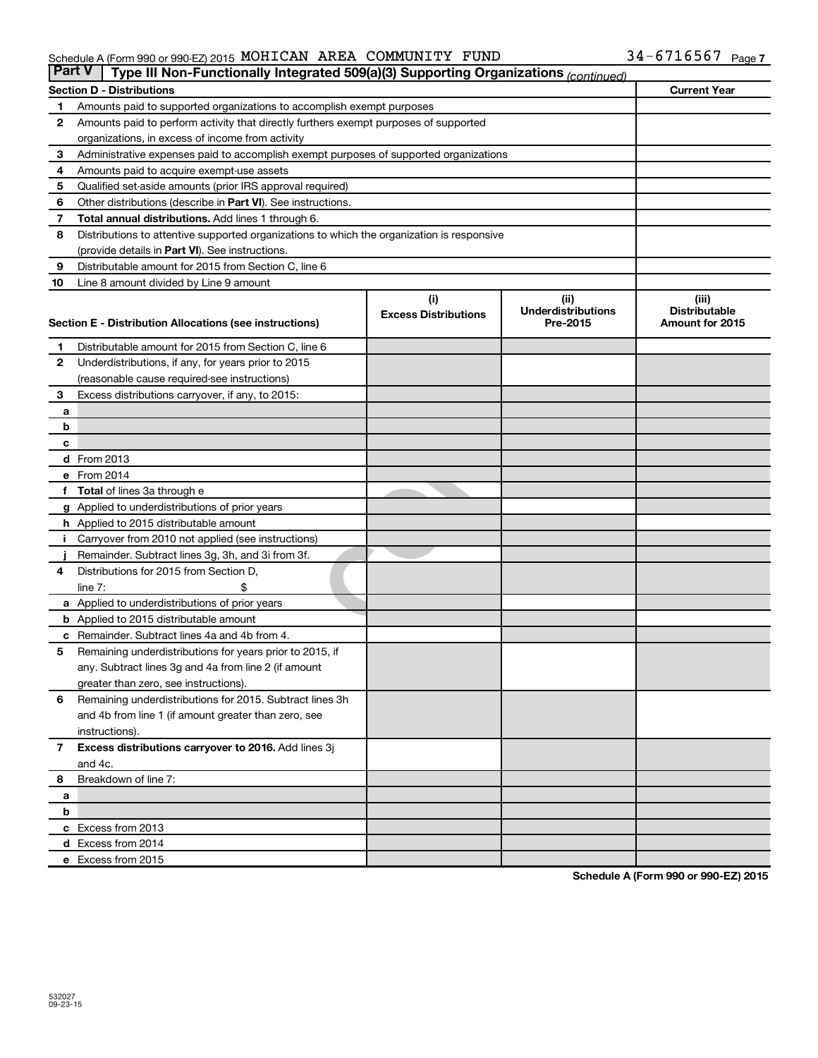Schedule A (Form 990 or 990-EZ) 2015 MOHICAN AREA COMMUNITY FUND 34-6716567 Page 7

## Part V Type III Non-Functionally Integrated 509(a)(3) Supporting Organizations *(continued)*

| Section D - Distributions | | Current Year |
|---|---|---|
| 1 | Amounts paid to supported organizations to accomplish exempt purposes | |
| 2 | Amounts paid to perform activity that directly furthers exempt purposes of supported organizations, in excess of income from activity | |
| 3 | Administrative expenses paid to accomplish exempt purposes of supported organizations | |
| 4 | Amounts paid to acquire exempt-use assets | |
| 5 | Qualified set-aside amounts (prior IRS approval required) | |
| 6 | Other distributions (describe in **Part VI**). See instructions. | |
| 7 | **Total annual distributions.** Add lines 1 through 6. | |
| 8 | Distributions to attentive supported organizations to which the organization is responsive (provide details in **Part VI**). See instructions. | |
| 9 | Distributable amount for 2015 from Section C, line 6 | |
| 10 | Line 8 amount divided by Line 9 amount | |

| Section E - Distribution Allocations (see instructions) | | (i) Excess Distributions | (ii) Underdistributions Pre-2015 | (iii) Distributable Amount for 2015 |
|---|---|---|---|---|
| 1 | Distributable amount for 2015 from Section C, line 6 | | | |
| 2 | Underdistributions, if any, for years prior to 2015 (reasonable cause required-see instructions) | | | |
| 3 | Excess distributions carryover, if any, to 2015: | | | |
| a | | | | |
| b | | | | |
| c | | | | |
| d | From 2013 | | | |
| e | From 2014 | | | |
| f | **Total** of lines 3a through e | | | |
| g | Applied to underdistributions of prior years | | | |
| h | Applied to 2015 distributable amount | | | |
| i | Carryover from 2010 not applied (see instructions) | | | |
| j | Remainder. Subtract lines 3g, 3h, and 3i from 3f. | | | |
| 4 | Distributions for 2015 from Section D, line 7: $ | | | |
| a | Applied to underdistributions of prior years | | | |
| b | Applied to 2015 distributable amount | | | |
| c | Remainder. Subtract lines 4a and 4b from 4. | | | |
| 5 | Remaining underdistributions for years prior to 2015, if any. Subtract lines 3g and 4a from line 2 (if amount greater than zero, see instructions). | | | |
| 6 | Remaining underdistributions for 2015. Subtract lines 3h and 4b from line 1 (if amount greater than zero, see instructions). | | | |
| 7 | **Excess distributions carryover to 2016.** Add lines 3j and 4c. | | | |
| 8 | Breakdown of line 7: | | | |
| a | | | | |
| b | | | | |
| c | Excess from 2013 | | | |
| d | Excess from 2014 | | | |
| e | Excess from 2015 | | | |

**Schedule A (Form 990 or 990-EZ) 2015**

532027
09-23-15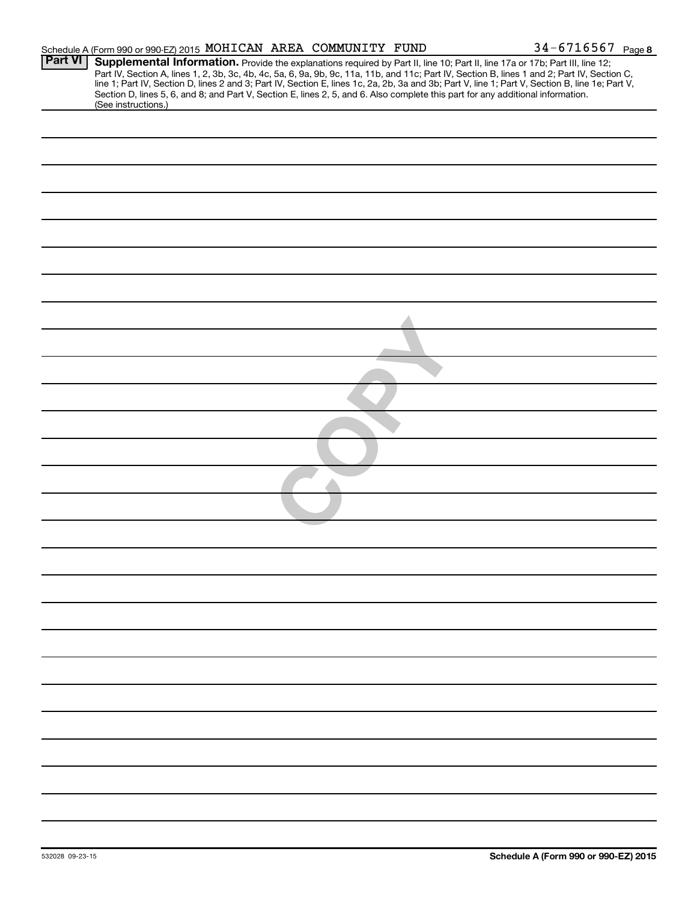Schedule A (Form 990 or 990-EZ) 2015 MOHICAN AREA COMMUNITY FUND 34-6716567 Page 8

**Part VI** **Supplemental Information.** Provide the explanations required by Part II, line 10; Part II, line 17a or 17b; Part III, line 12; Part IV, Section A, lines 1, 2, 3b, 3c, 4b, 4c, 5a, 6, 9a, 9b, 9c, 11a, 11b, and 11c; Part IV, Section B, lines 1 and 2; Part IV, Section C, line 1; Part IV, Section D, lines 2 and 3; Part IV, Section E, lines 1c, 2a, 2b, 3a and 3b; Part V, line 1; Part V, Section B, line 1e; Part V, Section D, lines 5, 6, and 8; and Part V, Section E, lines 2, 5, and 6. Also complete this part for any additional information. (See instructions.)

COPY

532028 09-23-15

**Schedule A (Form 990 or 990-EZ) 2015**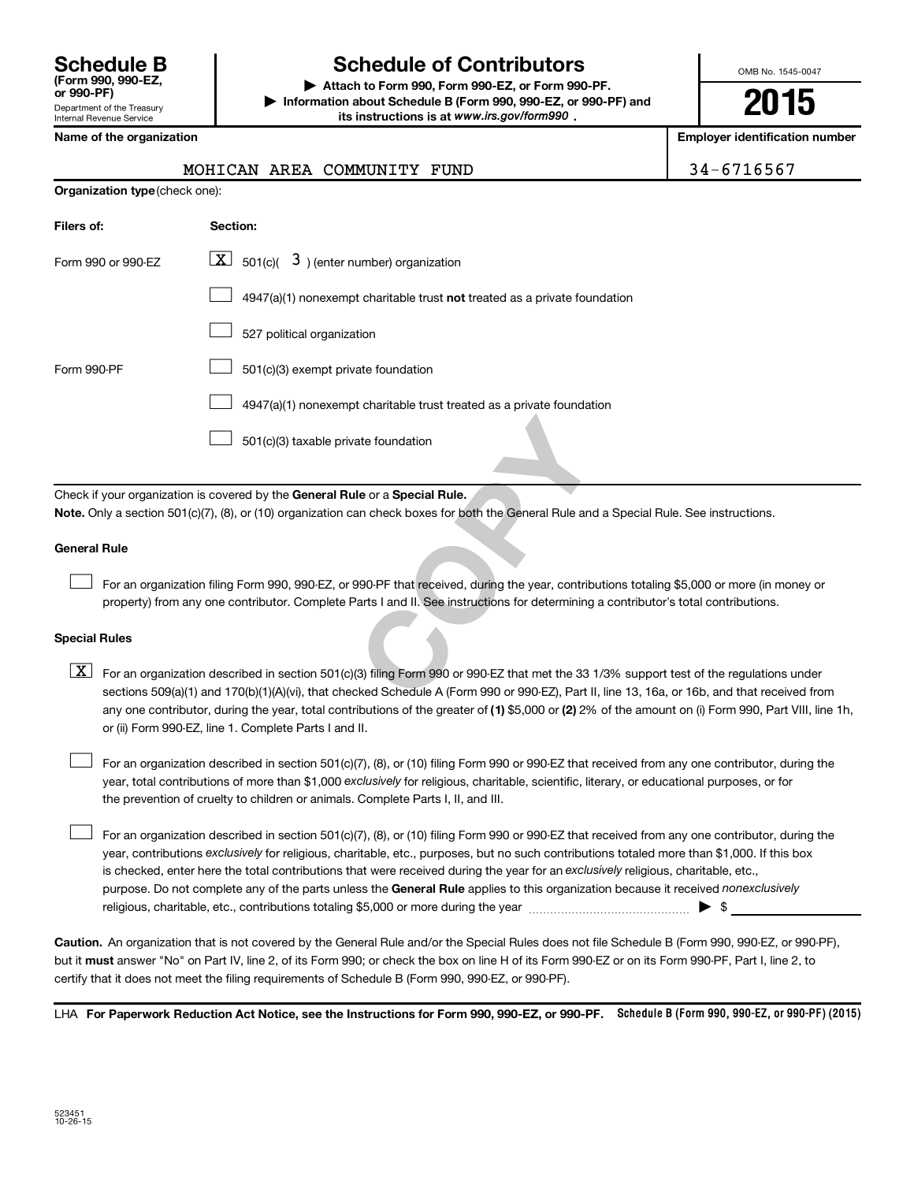**Schedule B**
**(Form 990, 990-EZ, or 990-PF)**
Department of the Treasury
Internal Revenue Service

# Schedule of Contributors

▶ **Attach to Form 990, Form 990-EZ, or Form 990-PF.**
▶ **Information about Schedule B (Form 990, 990-EZ, or 990-PF) and its instructions is at *www.irs.gov/form990*.**

OMB No. 1545-0047

**2015**

| **Name of the organization** | **Employer identification number** |
|---|---|
| MOHICAN AREA COMMUNITY FUND | 34-6716567 |

**Organization type** (check one):

| **Filers of:** | **Section:** |
|---|---|
| Form 990 or 990-EZ | [X] 501(c)( 3 ) (enter number) organization |
| | [ ] 4947(a)(1) nonexempt charitable trust **not** treated as a private foundation |
| | [ ] 527 political organization |
| Form 990-PF | [ ] 501(c)(3) exempt private foundation |
| | [ ] 4947(a)(1) nonexempt charitable trust treated as a private foundation |
| | [ ] 501(c)(3) taxable private foundation |

Check if your organization is covered by the **General Rule** or a **Special Rule.**
**Note.** Only a section 501(c)(7), (8), or (10) organization can check boxes for both the General Rule and a Special Rule. See instructions.

### General Rule

[ ] For an organization filing Form 990, 990-EZ, or 990-PF that received, during the year, contributions totaling $5,000 or more (in money or property) from any one contributor. Complete Parts I and II. See instructions for determining a contributor's total contributions.

### Special Rules

[X] For an organization described in section 501(c)(3) filing Form 990 or 990-EZ that met the 33 1/3% support test of the regulations under sections 509(a)(1) and 170(b)(1)(A)(vi), that checked Schedule A (Form 990 or 990-EZ), Part II, line 13, 16a, or 16b, and that received from any one contributor, during the year, total contributions of the greater of **(1)** $5,000 or **(2)** 2% of the amount on (i) Form 990, Part VIII, line 1h, or (ii) Form 990-EZ, line 1. Complete Parts I and II.

[ ] For an organization described in section 501(c)(7), (8), or (10) filing Form 990 or 990-EZ that received from any one contributor, during the year, total contributions of more than $1,000 *exclusively* for religious, charitable, scientific, literary, or educational purposes, or for the prevention of cruelty to children or animals. Complete Parts I, II, and III.

[ ] For an organization described in section 501(c)(7), (8), or (10) filing Form 990 or 990-EZ that received from any one contributor, during the year, contributions *exclusively* for religious, charitable, etc., purposes, but no such contributions totaled more than $1,000. If this box is checked, enter here the total contributions that were received during the year for an *exclusively* religious, charitable, etc., purpose. Do not complete any of the parts unless the **General Rule** applies to this organization because it received *nonexclusively* religious, charitable, etc., contributions totaling $5,000 or more during the year ▶ $ ____________

**Caution.** An organization that is not covered by the General Rule and/or the Special Rules does not file Schedule B (Form 990, 990-EZ, or 990-PF), but it **must** answer "No" on Part IV, line 2, of its Form 990; or check the box on line H of its Form 990-EZ or on its Form 990-PF, Part I, line 2, to certify that it does not meet the filing requirements of Schedule B (Form 990, 990-EZ, or 990-PF).

LHA **For Paperwork Reduction Act Notice, see the Instructions for Form 990, 990-EZ, or 990-PF.** **Schedule B (Form 990, 990-EZ, or 990-PF) (2015)**

523451
10-26-15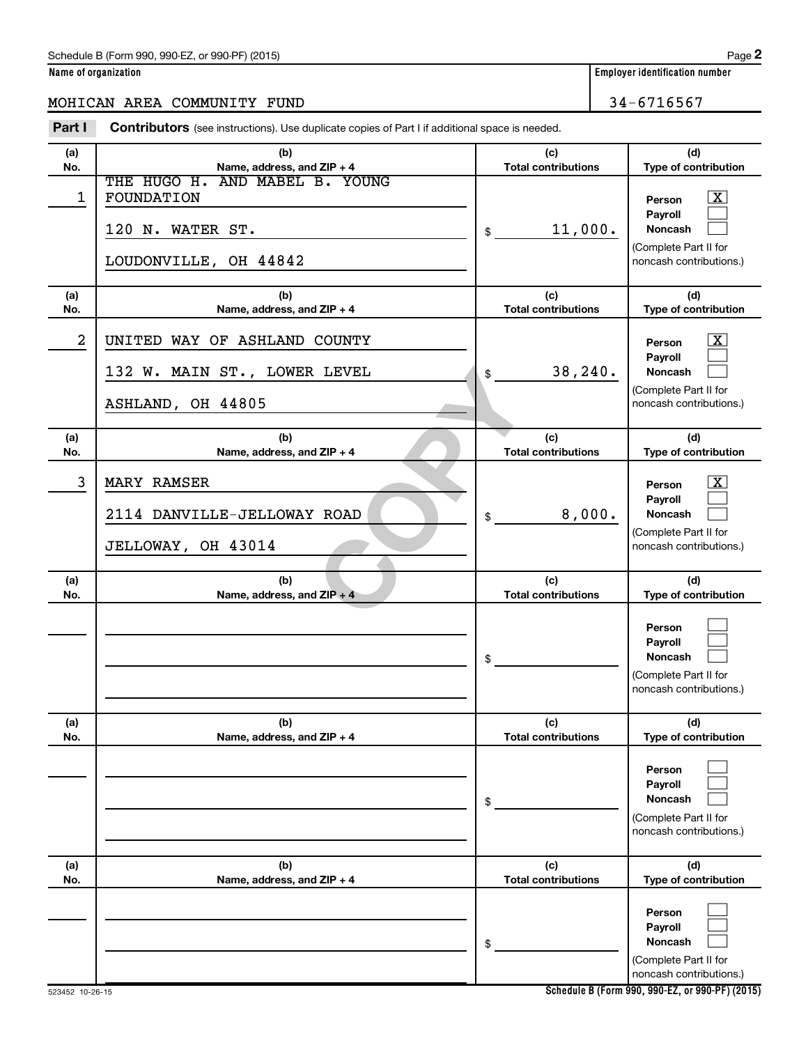Schedule B (Form 990, 990-EZ, or 990-PF) (2015)

**Name of organization**

MOHICAN AREA COMMUNITY FUND

**Employer identification number**

34-6716567

**Part I** **Contributors** (see instructions). Use duplicate copies of Part I if additional space is needed.

| (a) No. | (b) Name, address, and ZIP + 4 | (c) Total contributions | (d) Type of contribution |
|---|---|---|---|
| 1 | THE HUGO H. AND MABEL B. YOUNG FOUNDATION<br>120 N. WATER ST.<br>LOUDONVILLE, OH 44842 | $ 11,000. | Person [X]<br>Payroll [ ]<br>Noncash [ ]<br>(Complete Part II for noncash contributions.) |
| 2 | UNITED WAY OF ASHLAND COUNTY<br>132 W. MAIN ST., LOWER LEVEL<br>ASHLAND, OH 44805 | $ 38,240. | Person [X]<br>Payroll [ ]<br>Noncash [ ]<br>(Complete Part II for noncash contributions.) |
| 3 | MARY RAMSER<br>2114 DANVILLE-JELLOWAY ROAD<br>JELLOWAY, OH 43014 | $ 8,000. | Person [X]<br>Payroll [ ]<br>Noncash [ ]<br>(Complete Part II for noncash contributions.) |
| | | $ | Person [ ]<br>Payroll [ ]<br>Noncash [ ]<br>(Complete Part II for noncash contributions.) |
| | | $ | Person [ ]<br>Payroll [ ]<br>Noncash [ ]<br>(Complete Part II for noncash contributions.) |
| | | $ | Person [ ]<br>Payroll [ ]<br>Noncash [ ]<br>(Complete Part II for noncash contributions.) |

COPY

523452 10-26-15

**Schedule B (Form 990, 990-EZ, or 990-PF) (2015)**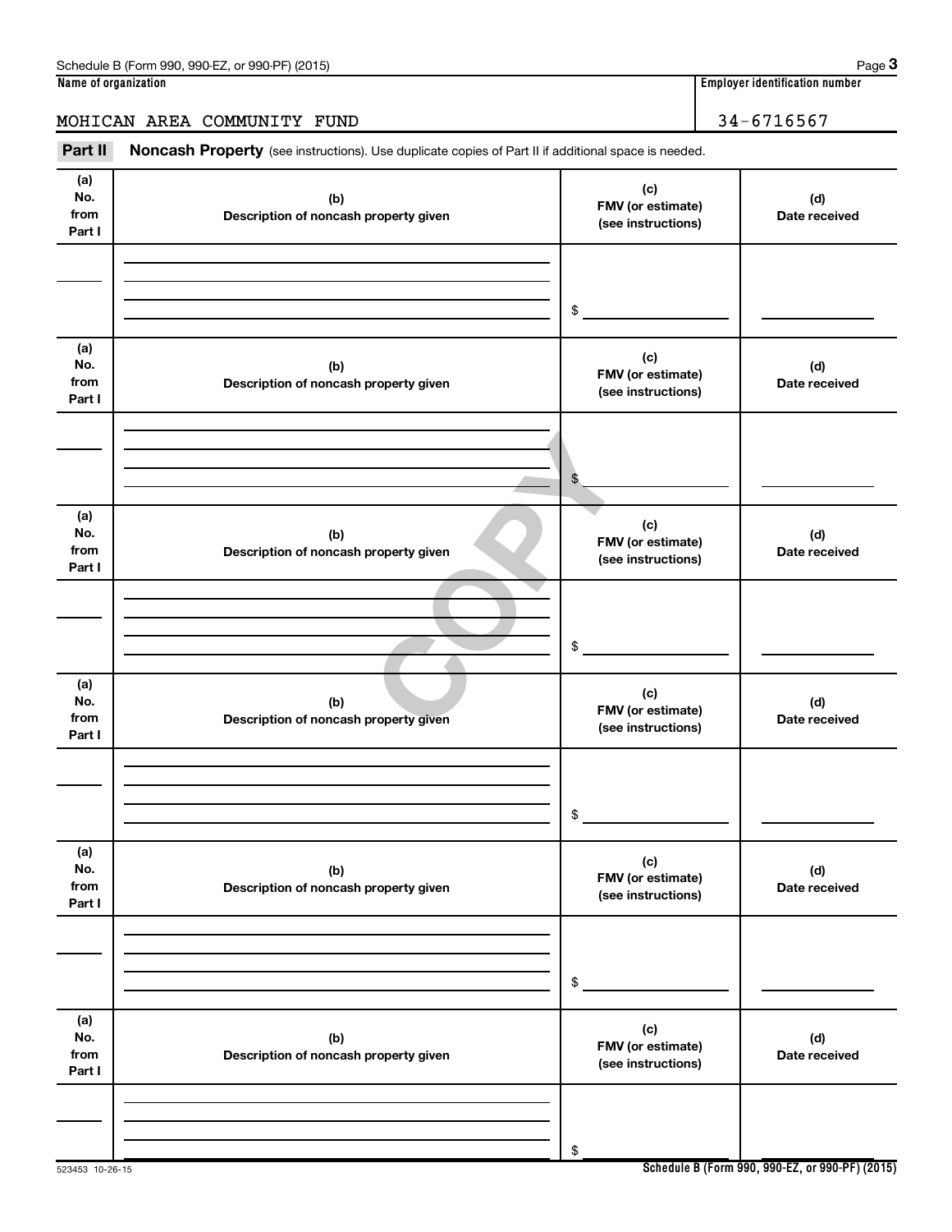Schedule B (Form 990, 990-EZ, or 990-PF) (2015)

**Name of organization**

MOHICAN AREA COMMUNITY FUND

**Employer identification number**

34-6716567

**Part II** **Noncash Property** (see instructions). Use duplicate copies of Part II if additional space is needed.

| (a) No. from Part I | (b) Description of noncash property given | (c) FMV (or estimate) (see instructions) | (d) Date received |
|---|---|---|---|
| | | $ | |

| (a) No. from Part I | (b) Description of noncash property given | (c) FMV (or estimate) (see instructions) | (d) Date received |
|---|---|---|---|
| | | $ | |

| (a) No. from Part I | (b) Description of noncash property given | (c) FMV (or estimate) (see instructions) | (d) Date received |
|---|---|---|---|
| | | $ | |

| (a) No. from Part I | (b) Description of noncash property given | (c) FMV (or estimate) (see instructions) | (d) Date received |
|---|---|---|---|
| | | $ | |

| (a) No. from Part I | (b) Description of noncash property given | (c) FMV (or estimate) (see instructions) | (d) Date received |
|---|---|---|---|
| | | $ | |

| (a) No. from Part I | (b) Description of noncash property given | (c) FMV (or estimate) (see instructions) | (d) Date received |
|---|---|---|---|
| | | $ | |

COPY

523453 10-26-15

Schedule B (Form 990, 990-EZ, or 990-PF) (2015)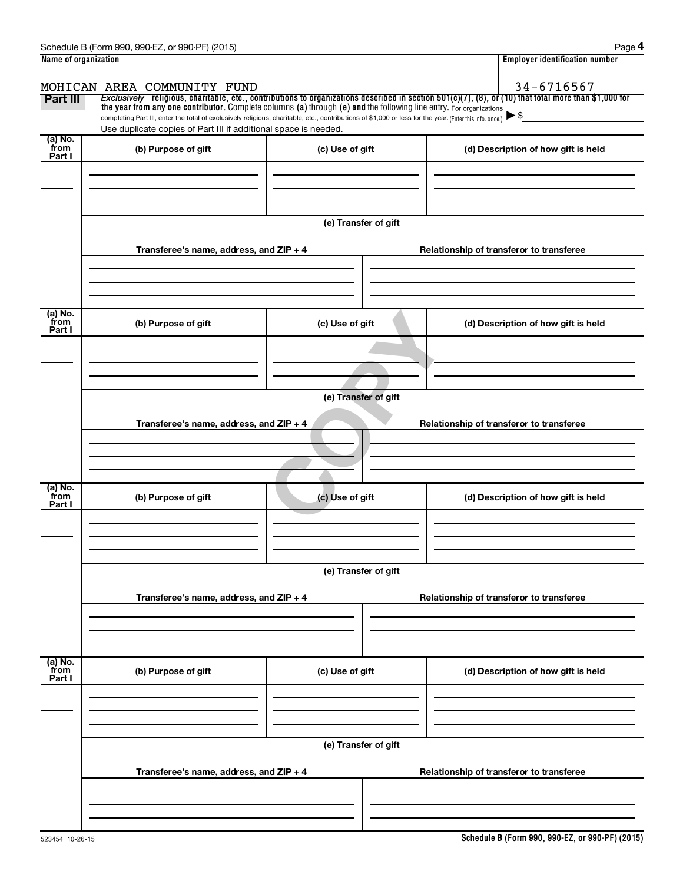**Name of organization**

MOHICAN AREA COMMUNITY FUND

**Employer identification number**

34-6716567

**Part III** *Exclusively* religious, charitable, etc., contributions to organizations described in section 501(c)(7), (8), or (10) that total more than $1,000 for the year from any one contributor. Complete columns **(a)** through **(e)** and the following line entry. For organizations completing Part III, enter the total of exclusively religious, charitable, etc., contributions of $1,000 or less for the year. (Enter this info. once.) ▶ $

Use duplicate copies of Part III if additional space is needed.

| (a) No. from Part I | (b) Purpose of gift | (c) Use of gift | (d) Description of how gift is held |
|---|---|---|---|
| | | | |

**(e) Transfer of gift**

| Transferee's name, address, and ZIP + 4 | Relationship of transferor to transferee |
|---|---|
| | |

| (a) No. from Part I | (b) Purpose of gift | (c) Use of gift | (d) Description of how gift is held |
|---|---|---|---|
| | | | |

**(e) Transfer of gift**

| Transferee's name, address, and ZIP + 4 | Relationship of transferor to transferee |
|---|---|
| | |

COPY

| (a) No. from Part I | (b) Purpose of gift | (c) Use of gift | (d) Description of how gift is held |
|---|---|---|---|
| | | | |

**(e) Transfer of gift**

| Transferee's name, address, and ZIP + 4 | Relationship of transferor to transferee |
|---|---|
| | |

| (a) No. from Part I | (b) Purpose of gift | (c) Use of gift | (d) Description of how gift is held |
|---|---|---|---|
| | | | |

**(e) Transfer of gift**

| Transferee's name, address, and ZIP + 4 | Relationship of transferor to transferee |
|---|---|
| | |

523454 10-26-15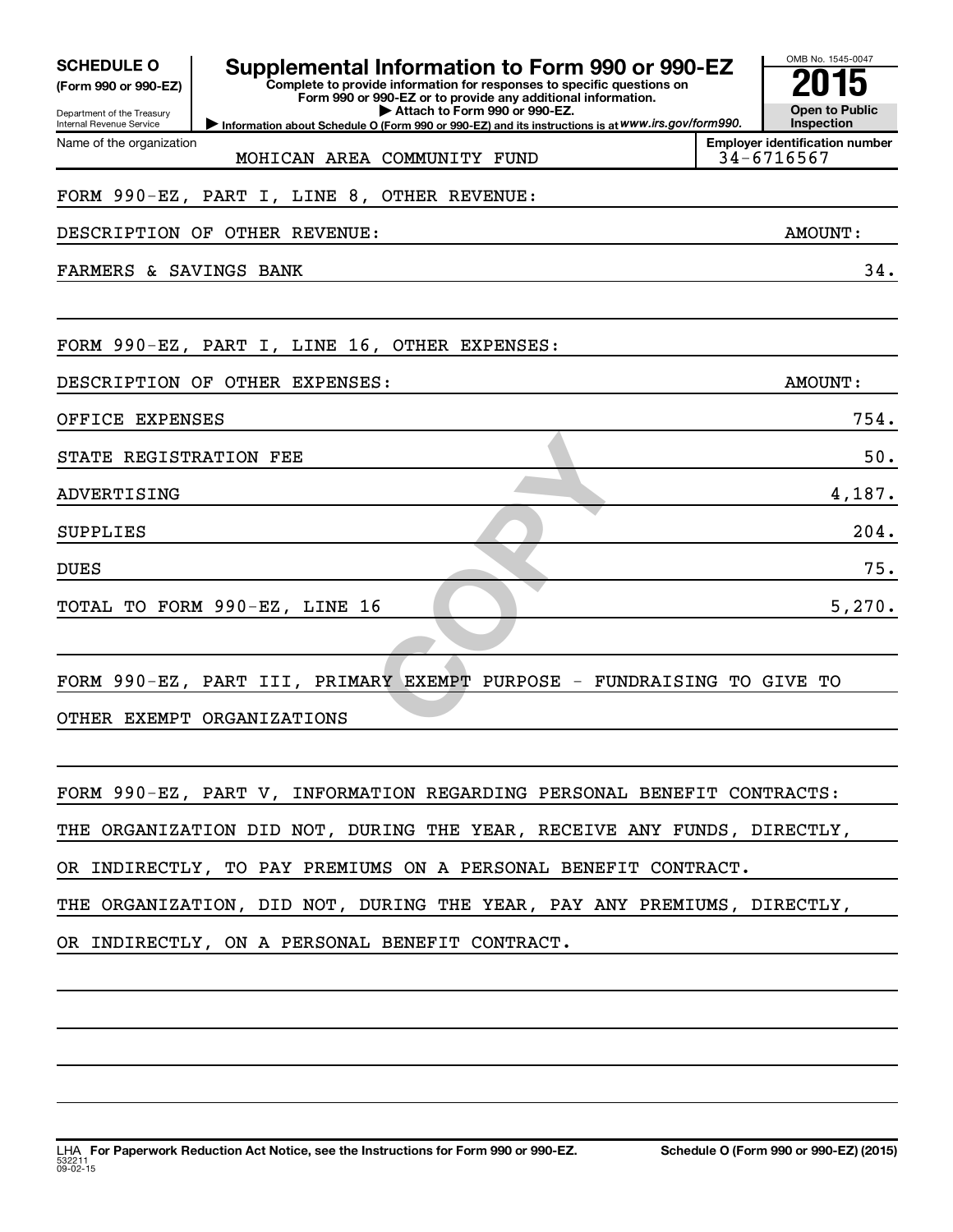**SCHEDULE O** (Form 990 or 990-EZ)

Department of the Treasury
Internal Revenue Service

# Supplemental Information to Form 990 or 990-EZ

**Complete to provide information for responses to specific questions on Form 990 or 990-EZ or to provide any additional information.**

▶ Attach to Form 990 or 990-EZ.

▶ Information about Schedule O (Form 990 or 990-EZ) and its instructions is at *www.irs.gov/form990.*

OMB No. 1545-0047

**2015**

**Open to Public Inspection**

Name of the organization: MOHICAN AREA COMMUNITY FUND

**Employer identification number**: 34-6716567

FORM 990-EZ, PART I, LINE 8, OTHER REVENUE:

| DESCRIPTION OF OTHER REVENUE: | AMOUNT: |
|---|---|
| FARMERS & SAVINGS BANK | 34. |

FORM 990-EZ, PART I, LINE 16, OTHER EXPENSES:

| DESCRIPTION OF OTHER EXPENSES: | AMOUNT: |
|---|---|
| OFFICE EXPENSES | 754. |
| STATE REGISTRATION FEE | 50. |
| ADVERTISING | 4,187. |
| SUPPLIES | 204. |
| DUES | 75. |
| TOTAL TO FORM 990-EZ, LINE 16 | 5,270. |

FORM 990-EZ, PART III, PRIMARY EXEMPT PURPOSE - FUNDRAISING TO GIVE TO OTHER EXEMPT ORGANIZATIONS

FORM 990-EZ, PART V, INFORMATION REGARDING PERSONAL BENEFIT CONTRACTS:

THE ORGANIZATION DID NOT, DURING THE YEAR, RECEIVE ANY FUNDS, DIRECTLY, OR INDIRECTLY, TO PAY PREMIUMS ON A PERSONAL BENEFIT CONTRACT.

THE ORGANIZATION, DID NOT, DURING THE YEAR, PAY ANY PREMIUMS, DIRECTLY, OR INDIRECTLY, ON A PERSONAL BENEFIT CONTRACT.

LHA **For Paperwork Reduction Act Notice, see the Instructions for Form 990 or 990-EZ.** 532211 09-02-15

**Schedule O (Form 990 or 990-EZ) (2015)**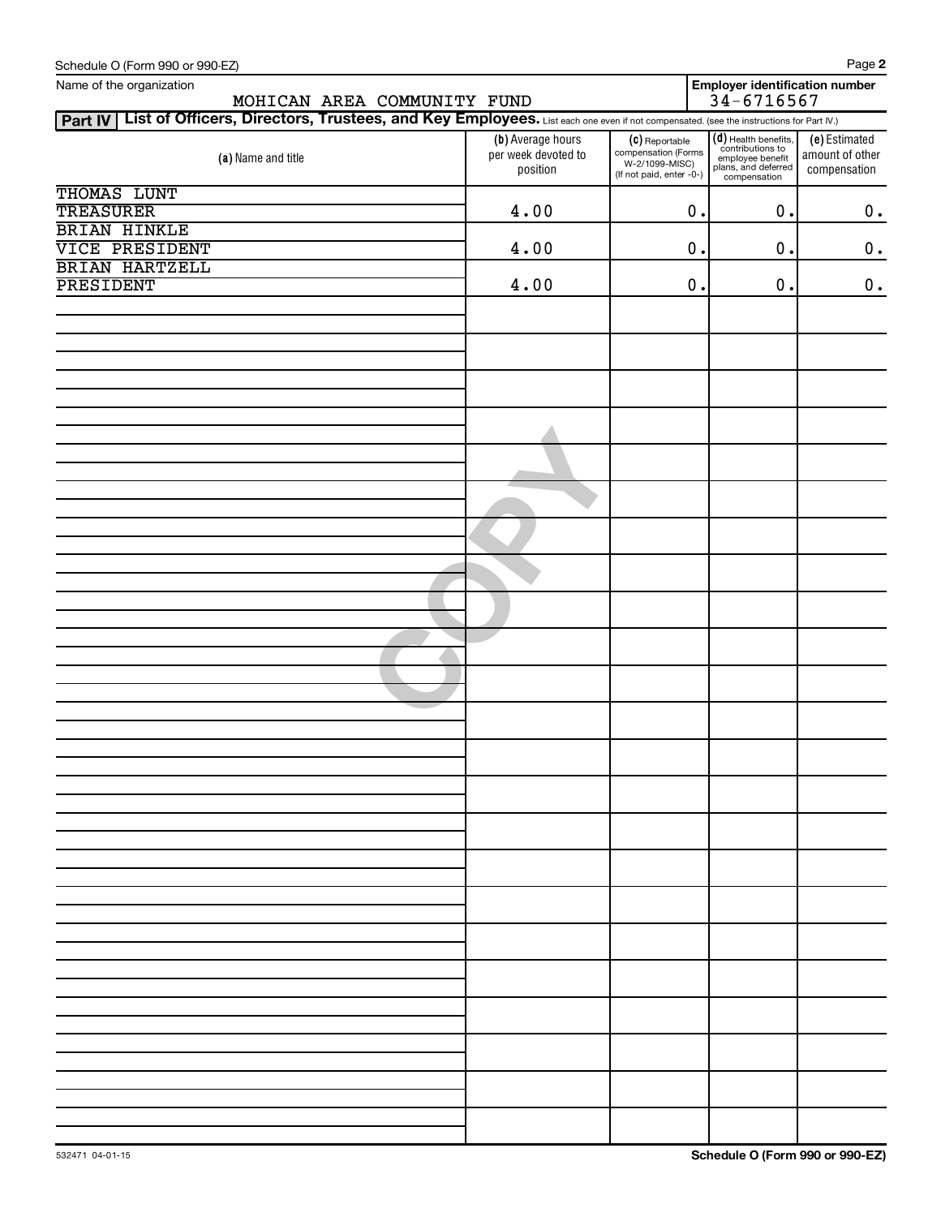Schedule O (Form 990 or 990-EZ)

Name of the organization: MOHICAN AREA COMMUNITY FUND

**Employer identification number**: 34-6716567

## Part IV List of Officers, Directors, Trustees, and Key Employees.

List each one even if not compensated. (see the instructions for Part IV.)

| (a) Name and title | (b) Average hours per week devoted to position | (c) Reportable compensation (Forms W-2/1099-MISC) (If not paid, enter -0-) | (d) Health benefits, contributions to employee benefit plans, and deferred compensation | (e) Estimated amount of other compensation |
|---|---|---|---|---|
| THOMAS LUNT<br>TREASURER | 4.00 | 0. | 0. | 0. |
| BRIAN HINKLE<br>VICE PRESIDENT | 4.00 | 0. | 0. | 0. |
| BRIAN HARTZELL<br>PRESIDENT | 4.00 | 0. | 0. | 0. |

COPY

532471 04-01-15

**Schedule O (Form 990 or 990-EZ)**